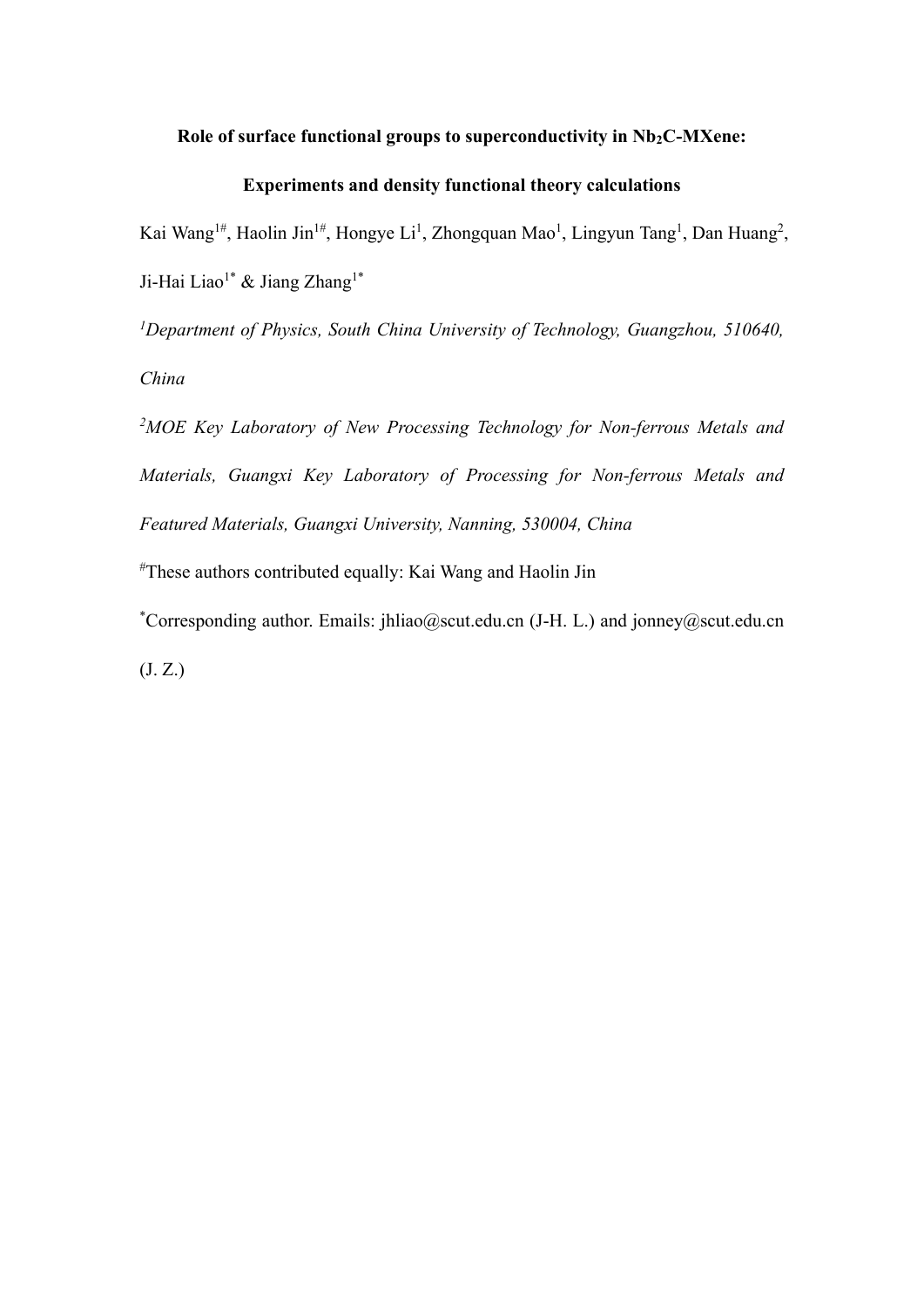# Role of surface functional groups to superconductivity in $Nb_2C$-MXene: Experiments and density functional theory calculations

Kai Wang[1#], Haolin Jin[1#], Hongye Li[1], Zhongquan Mao[1], Lingyun Tang[1], Dan Huang[2], Ji-Hai Liao[1*] & Jiang Zhang[1*]

[1]*Department of Physics, South China University of Technology, Guangzhou, 510640, China*

[2]*MOE Key Laboratory of New Processing Technology for Non-ferrous Metals and Materials, Guangxi Key Laboratory of Processing for Non-ferrous Metals and Featured Materials, Guangxi University, Nanning, 530004, China*

[#]These authors contributed equally: Kai Wang and Haolin Jin

[*]Corresponding author. Emails: jhliao@scut.edu.cn (J-H. L.) and jonney@scut.edu.cn (J. Z.)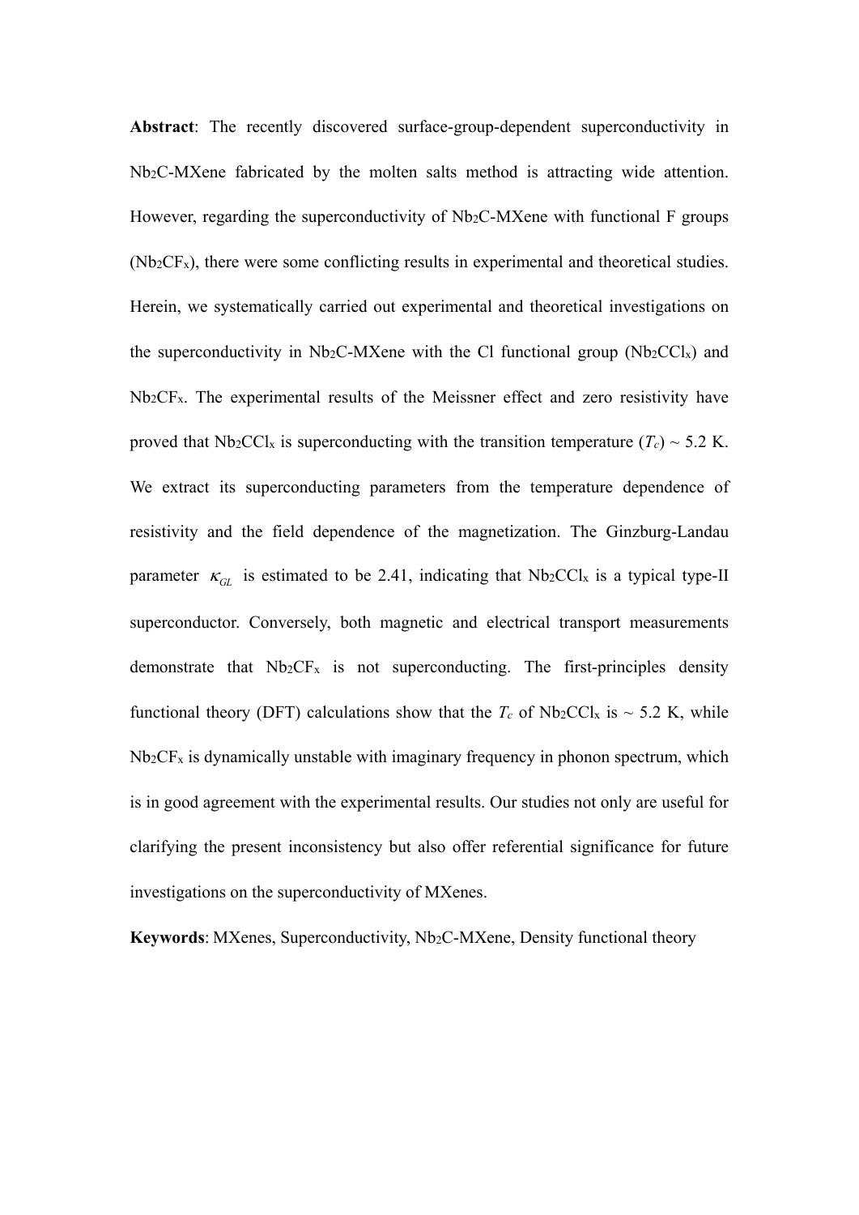**Abstract**: The recently discovered surface-group-dependent superconductivity in $Nb_2C$-MXene fabricated by the molten salts method is attracting wide attention. However, regarding the superconductivity of $Nb_2C$-MXene with functional F groups ($Nb_2CF_x$), there were some conflicting results in experimental and theoretical studies. Herein, we systematically carried out experimental and theoretical investigations on the superconductivity in $Nb_2C$-MXene with the Cl functional group ($Nb_2CCl_x$) and $Nb_2CF_x$. The experimental results of the Meissner effect and zero resistivity have proved that $Nb_2CCl_x$ is superconducting with the transition temperature ($T_c$) ~ 5.2 K. We extract its superconducting parameters from the temperature dependence of resistivity and the field dependence of the magnetization. The Ginzburg-Landau parameter $\kappa_{GL}$ is estimated to be 2.41, indicating that $Nb_2CCl_x$ is a typical type-II superconductor. Conversely, both magnetic and electrical transport measurements demonstrate that $Nb_2CF_x$ is not superconducting. The first-principles density functional theory (DFT) calculations show that the $T_c$ of $Nb_2CCl_x$ is ~ 5.2 K, while $Nb_2CF_x$ is dynamically unstable with imaginary frequency in phonon spectrum, which is in good agreement with the experimental results. Our studies not only are useful for clarifying the present inconsistency but also offer referential significance for future investigations on the superconductivity of MXenes.

**Keywords**: MXenes, Superconductivity, $Nb_2C$-MXene, Density functional theory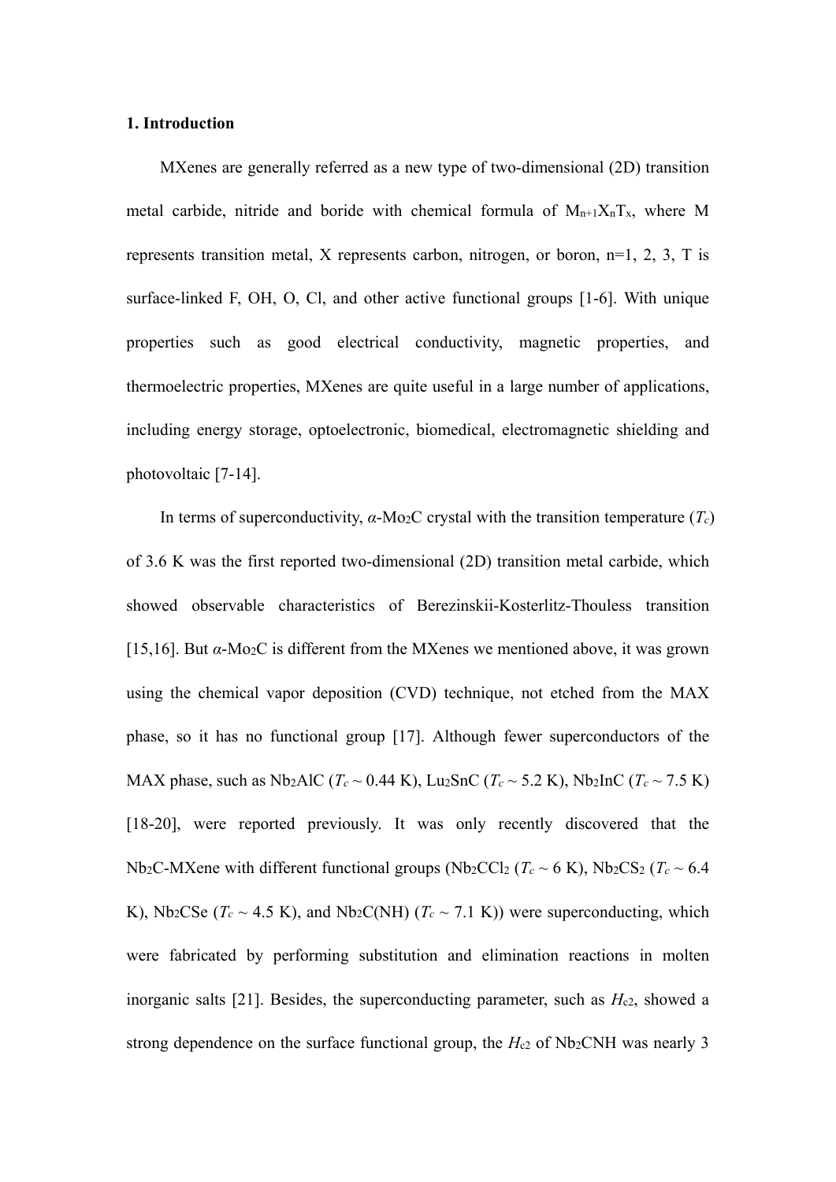## 1. Introduction

MXenes are generally referred as a new type of two-dimensional (2D) transition metal carbide, nitride and boride with chemical formula of $M_{n+1}X_nT_x$, where M represents transition metal, X represents carbon, nitrogen, or boron, n=1, 2, 3, T is surface-linked F, OH, O, Cl, and other active functional groups [1-6]. With unique properties such as good electrical conductivity, magnetic properties, and thermoelectric properties, MXenes are quite useful in a large number of applications, including energy storage, optoelectronic, biomedical, electromagnetic shielding and photovoltaic [7-14].

In terms of superconductivity, *α*-$Mo_2C$ crystal with the transition temperature ($T_c$) of 3.6 K was the first reported two-dimensional (2D) transition metal carbide, which showed observable characteristics of Berezinskii-Kosterlitz-Thouless transition [15,16]. But *α*-$Mo_2C$ is different from the MXenes we mentioned above, it was grown using the chemical vapor deposition (CVD) technique, not etched from the MAX phase, so it has no functional group [17]. Although fewer superconductors of the MAX phase, such as $Nb_2AlC$ ($T_c$ ~ 0.44 K), $Lu_2SnC$ ($T_c$ ~ 5.2 K), $Nb_2InC$ ($T_c$ ~ 7.5 K) [18-20], were reported previously. It was only recently discovered that the $Nb_2C$-MXene with different functional groups ($Nb_2CCl_2$ ($T_c$ ~ 6 K), $Nb_2CS_2$ ($T_c$ ~ 6.4 K), $Nb_2CSe$ ($T_c$ ~ 4.5 K), and $Nb_2C(NH)$ ($T_c$ ~ 7.1 K)) were superconducting, which were fabricated by performing substitution and elimination reactions in molten inorganic salts [21]. Besides, the superconducting parameter, such as $H_{c2}$, showed a strong dependence on the surface functional group, the $H_{c2}$ of $Nb_2CNH$ was nearly 3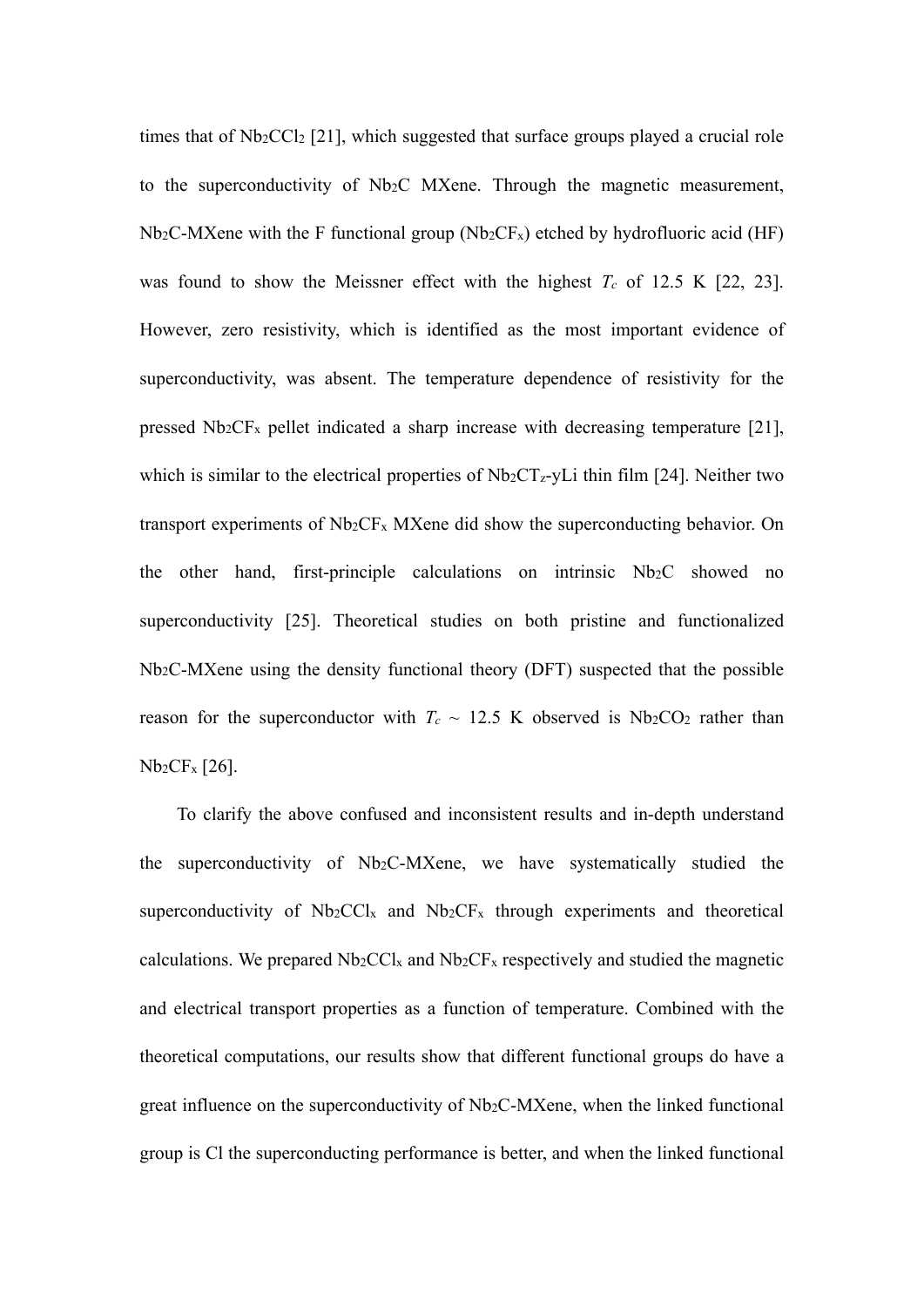times that of $Nb_2CCl_2$ [21], which suggested that surface groups played a crucial role to the superconductivity of $Nb_2C$ MXene. Through the magnetic measurement, $Nb_2C$-MXene with the F functional group ($Nb_2CF_x$) etched by hydrofluoric acid (HF) was found to show the Meissner effect with the highest $T_c$ of 12.5 K [22, 23]. However, zero resistivity, which is identified as the most important evidence of superconductivity, was absent. The temperature dependence of resistivity for the pressed $Nb_2CF_x$ pellet indicated a sharp increase with decreasing temperature [21], which is similar to the electrical properties of $Nb_2CT_z$-yLi thin film [24]. Neither two transport experiments of $Nb_2CF_x$ MXene did show the superconducting behavior. On the other hand, first-principle calculations on intrinsic $Nb_2C$ showed no superconductivity [25]. Theoretical studies on both pristine and functionalized $Nb_2C$-MXene using the density functional theory (DFT) suspected that the possible reason for the superconductor with $T_c$ ~ 12.5 K observed is $Nb_2CO_2$ rather than $Nb_2CF_x$ [26].

To clarify the above confused and inconsistent results and in-depth understand the superconductivity of $Nb_2C$-MXene, we have systematically studied the superconductivity of $Nb_2CCl_x$ and $Nb_2CF_x$ through experiments and theoretical calculations. We prepared $Nb_2CCl_x$ and $Nb_2CF_x$ respectively and studied the magnetic and electrical transport properties as a function of temperature. Combined with the theoretical computations, our results show that different functional groups do have a great influence on the superconductivity of $Nb_2C$-MXene, when the linked functional group is Cl the superconducting performance is better, and when the linked functional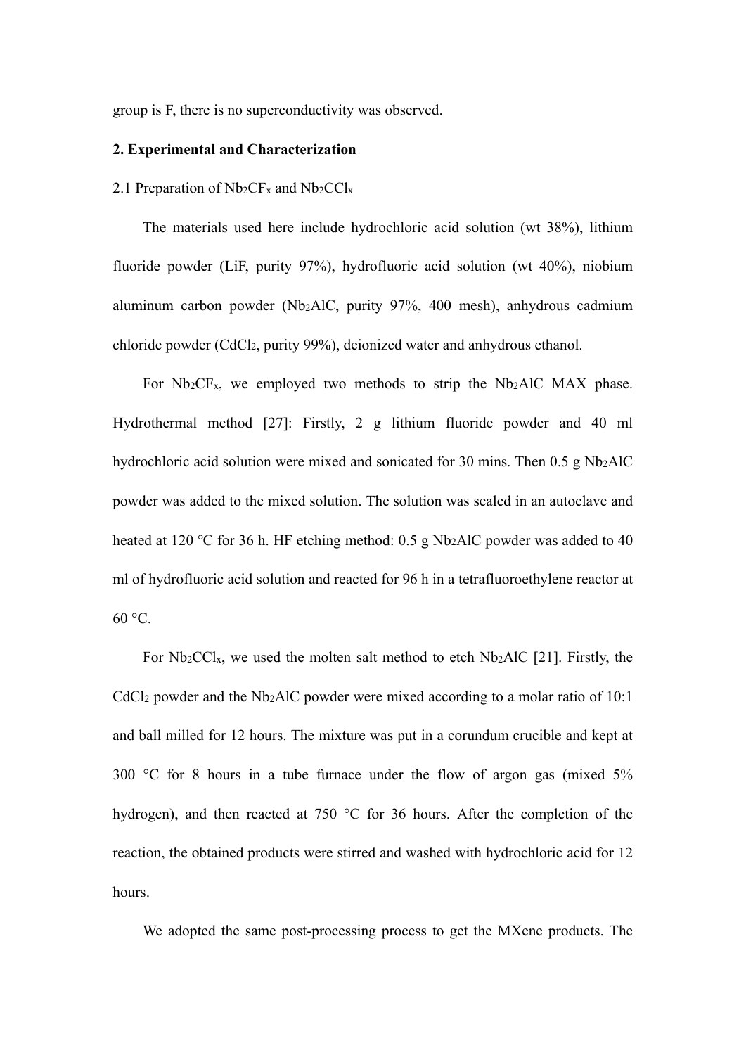group is F, there is no superconductivity was observed.

## 2. Experimental and Characterization

### 2.1 Preparation of $Nb_2CF_x$ and $Nb_2CCl_x$

The materials used here include hydrochloric acid solution (wt 38%), lithium fluoride powder (LiF, purity 97%), hydrofluoric acid solution (wt 40%), niobium aluminum carbon powder ($Nb_2AlC$, purity 97%, 400 mesh), anhydrous cadmium chloride powder ($CdCl_2$, purity 99%), deionized water and anhydrous ethanol.

For $Nb_2CF_x$, we employed two methods to strip the $Nb_2AlC$ MAX phase. Hydrothermal method [27]: Firstly, 2 g lithium fluoride powder and 40 ml hydrochloric acid solution were mixed and sonicated for 30 mins. Then 0.5 g $Nb_2AlC$ powder was added to the mixed solution. The solution was sealed in an autoclave and heated at 120 °C for 36 h. HF etching method: 0.5 g $Nb_2AlC$ powder was added to 40 ml of hydrofluoric acid solution and reacted for 96 h in a tetrafluoroethylene reactor at 60 °C.

For $Nb_2CCl_x$, we used the molten salt method to etch $Nb_2AlC$ [21]. Firstly, the $CdCl_2$ powder and the $Nb_2AlC$ powder were mixed according to a molar ratio of 10:1 and ball milled for 12 hours. The mixture was put in a corundum crucible and kept at 300 °C for 8 hours in a tube furnace under the flow of argon gas (mixed 5% hydrogen), and then reacted at 750 °C for 36 hours. After the completion of the reaction, the obtained products were stirred and washed with hydrochloric acid for 12 hours.

We adopted the same post-processing process to get the MXene products. The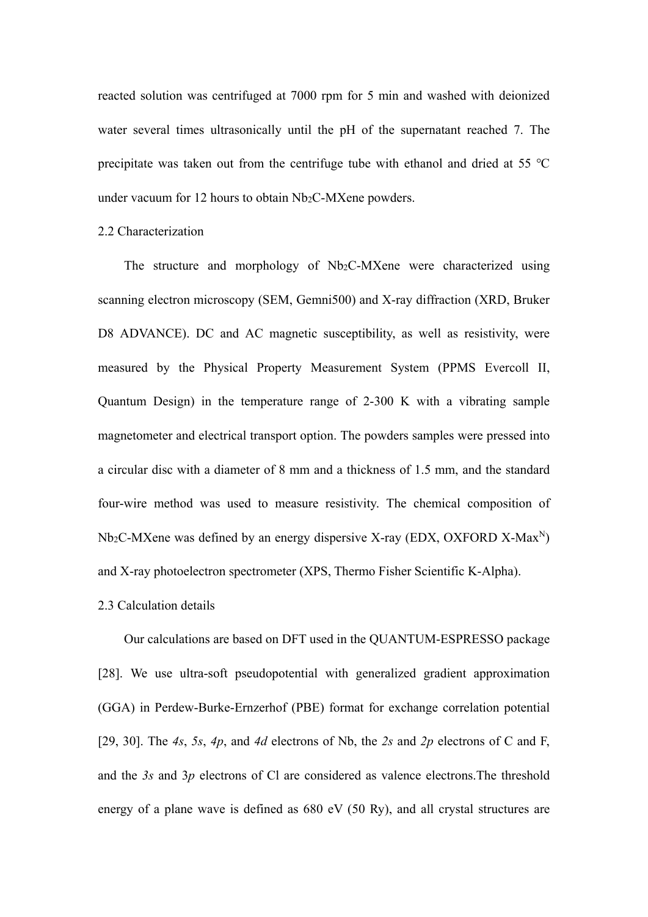reacted solution was centrifuged at 7000 rpm for 5 min and washed with deionized water several times ultrasonically until the pH of the supernatant reached 7. The precipitate was taken out from the centrifuge tube with ethanol and dried at 55 ℃ under vacuum for 12 hours to obtain $Nb_2C$-MXene powders.

### 2.2 Characterization

The structure and morphology of $Nb_2C$-MXene were characterized using scanning electron microscopy (SEM, Gemni500) and X-ray diffraction (XRD, Bruker D8 ADVANCE). DC and AC magnetic susceptibility, as well as resistivity, were measured by the Physical Property Measurement System (PPMS Evercoll II, Quantum Design) in the temperature range of 2-300 K with a vibrating sample magnetometer and electrical transport option. The powders samples were pressed into a circular disc with a diameter of 8 mm and a thickness of 1.5 mm, and the standard four-wire method was used to measure resistivity. The chemical composition of $Nb_2C$-MXene was defined by an energy dispersive X-ray (EDX, OXFORD X-Max$^N$) and X-ray photoelectron spectrometer (XPS, Thermo Fisher Scientific K-Alpha).

### 2.3 Calculation details

Our calculations are based on DFT used in the QUANTUM-ESPRESSO package [28]. We use ultra-soft pseudopotential with generalized gradient approximation (GGA) in Perdew-Burke-Ernzerhof (PBE) format for exchange correlation potential [29, 30]. The *4s*, *5s*, *4p*, and *4d* electrons of Nb, the *2s* and *2p* electrons of C and F, and the *3s* and 3*p* electrons of Cl are considered as valence electrons.The threshold energy of a plane wave is defined as 680 eV (50 Ry), and all crystal structures are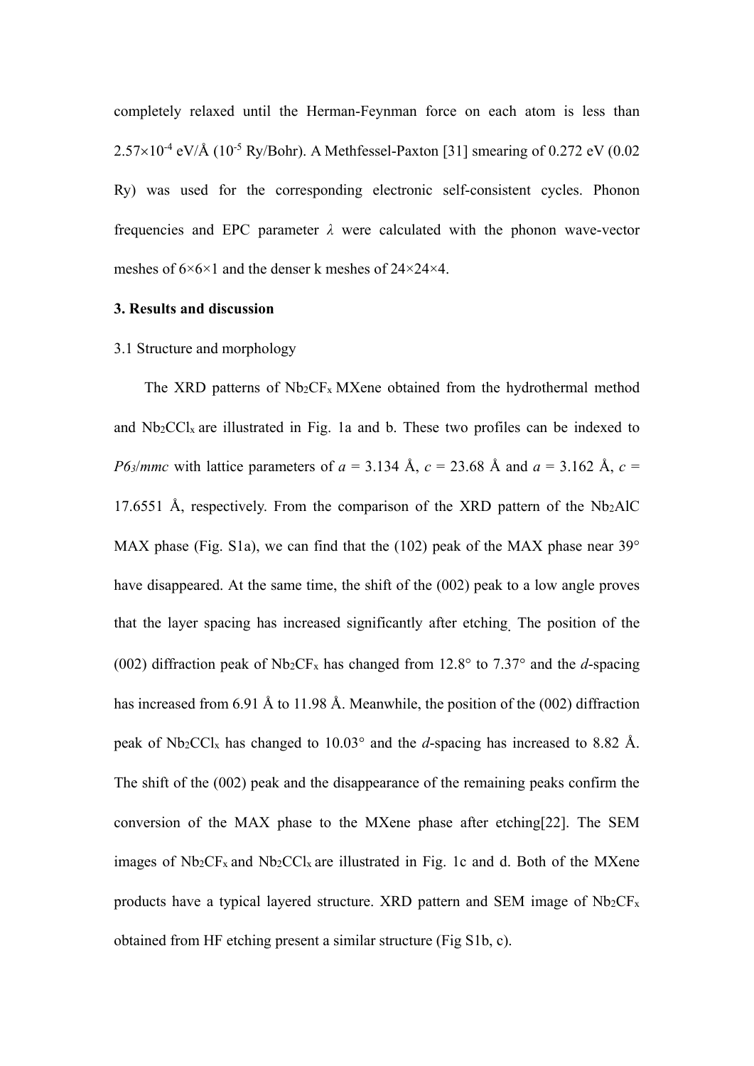completely relaxed until the Herman-Feynman force on each atom is less than $2.57\times10^{-4}$ eV/Å ($10^{-5}$ Ry/Bohr). A Methfessel-Paxton [31] smearing of 0.272 eV (0.02 Ry) was used for the corresponding electronic self-consistent cycles. Phonon frequencies and EPC parameter $\lambda$ were calculated with the phonon wave-vector meshes of 6×6×1 and the denser k meshes of 24×24×4.

**3. Results and discussion**

3.1 Structure and morphology

The XRD patterns of $Nb_2CF_x$ MXene obtained from the hydrothermal method and $Nb_2CCl_x$ are illustrated in Fig. 1a and b. These two profiles can be indexed to *P6₃/mmc* with lattice parameters of $a$ = 3.134 Å, $c$ = 23.68 Å and $a$ = 3.162 Å, $c$ = 17.6551 Å, respectively. From the comparison of the XRD pattern of the $Nb_2AlC$ MAX phase (Fig. S1a), we can find that the (102) peak of the MAX phase near 39° have disappeared. At the same time, the shift of the (002) peak to a low angle proves that the layer spacing has increased significantly after etching. The position of the (002) diffraction peak of $Nb_2CF_x$ has changed from 12.8° to 7.37° and the *d*-spacing has increased from 6.91 Å to 11.98 Å. Meanwhile, the position of the (002) diffraction peak of $Nb_2CCl_x$ has changed to 10.03° and the *d*-spacing has increased to 8.82 Å. The shift of the (002) peak and the disappearance of the remaining peaks confirm the conversion of the MAX phase to the MXene phase after etching[22]. The SEM images of $Nb_2CF_x$ and $Nb_2CCl_x$ are illustrated in Fig. 1c and d. Both of the MXene products have a typical layered structure. XRD pattern and SEM image of $Nb_2CF_x$ obtained from HF etching present a similar structure (Fig S1b, c).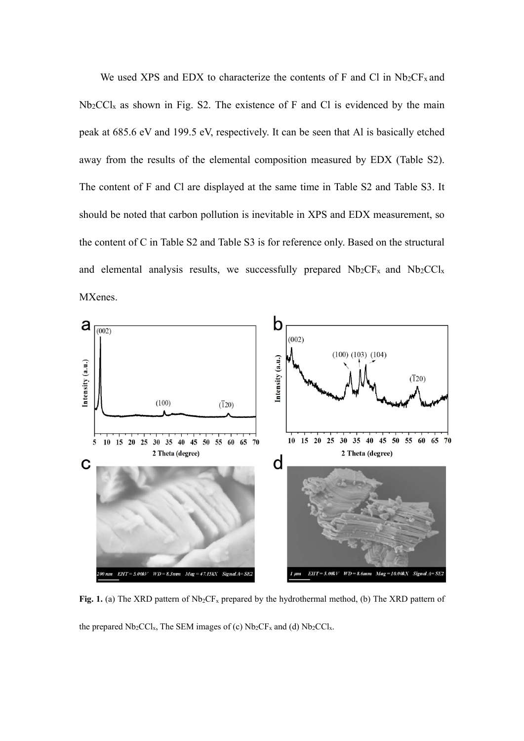We used XPS and EDX to characterize the contents of F and Cl in $Nb_2CF_x$ and $Nb_2CCl_x$ as shown in Fig. S2. The existence of F and Cl is evidenced by the main peak at 685.6 eV and 199.5 eV, respectively. It can be seen that Al is basically etched away from the results of the elemental composition measured by EDX (Table S2). The content of F and Cl are displayed at the same time in Table S2 and Table S3. It should be noted that carbon pollution is inevitable in XPS and EDX measurement, so the content of C in Table S2 and Table S3 is for reference only. Based on the structural and elemental analysis results, we successfully prepared $Nb_2CF_x$ and $Nb_2CCl_x$ MXenes.

**Fig. 1.** (a) The XRD pattern of $Nb_2CF_x$ prepared by the hydrothermal method, (b) The XRD pattern of the prepared $Nb_2CCl_x$, The SEM images of (c) $Nb_2CF_x$ and (d) $Nb_2CCl_x$.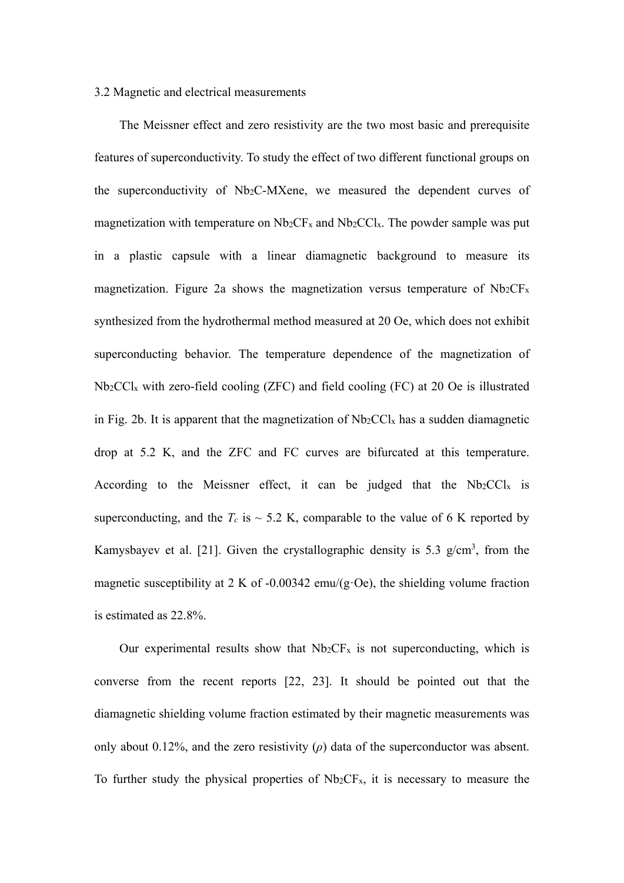### 3.2 Magnetic and electrical measurements

The Meissner effect and zero resistivity are the two most basic and prerequisite features of superconductivity. To study the effect of two different functional groups on the superconductivity of $Nb_2C$-MXene, we measured the dependent curves of magnetization with temperature on $Nb_2CF_x$ and $Nb_2CCl_x$. The powder sample was put in a plastic capsule with a linear diamagnetic background to measure its magnetization. Figure 2a shows the magnetization versus temperature of $Nb_2CF_x$ synthesized from the hydrothermal method measured at 20 Oe, which does not exhibit superconducting behavior. The temperature dependence of the magnetization of $Nb_2CCl_x$ with zero-field cooling (ZFC) and field cooling (FC) at 20 Oe is illustrated in Fig. 2b. It is apparent that the magnetization of $Nb_2CCl_x$ has a sudden diamagnetic drop at 5.2 K, and the ZFC and FC curves are bifurcated at this temperature. According to the Meissner effect, it can be judged that the $Nb_2CCl_x$ is superconducting, and the $T_c$ is ~ 5.2 K, comparable to the value of 6 K reported by Kamysbayev et al. [21]. Given the crystallographic density is 5.3 g/cm$^3$, from the magnetic susceptibility at 2 K of -0.00342 emu/(g·Oe), the shielding volume fraction is estimated as 22.8%.

Our experimental results show that $Nb_2CF_x$ is not superconducting, which is converse from the recent reports [22, 23]. It should be pointed out that the diamagnetic shielding volume fraction estimated by their magnetic measurements was only about 0.12%, and the zero resistivity ($\rho$) data of the superconductor was absent. To further study the physical properties of $Nb_2CF_x$, it is necessary to measure the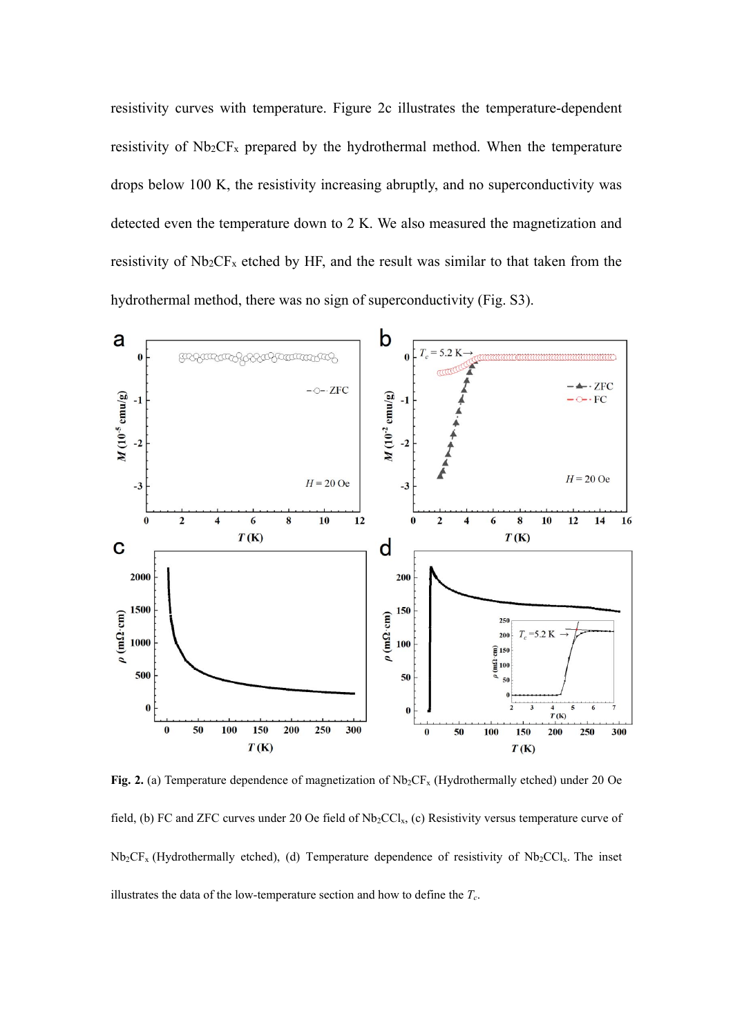resistivity curves with temperature. Figure 2c illustrates the temperature-dependent resistivity of $Nb_2CF_x$ prepared by the hydrothermal method. When the temperature drops below 100 K, the resistivity increasing abruptly, and no superconductivity was detected even the temperature down to 2 K. We also measured the magnetization and resistivity of $Nb_2CF_x$ etched by HF, and the result was similar to that taken from the hydrothermal method, there was no sign of superconductivity (Fig. S3).

**Fig. 2.** (a) Temperature dependence of magnetization of $Nb_2CF_x$ (Hydrothermally etched) under 20 Oe field, (b) FC and ZFC curves under 20 Oe field of $Nb_2CCl_x$, (c) Resistivity versus temperature curve of $Nb_2CF_x$ (Hydrothermally etched), (d) Temperature dependence of resistivity of $Nb_2CCl_x$. The inset illustrates the data of the low-temperature section and how to define the $T_c$.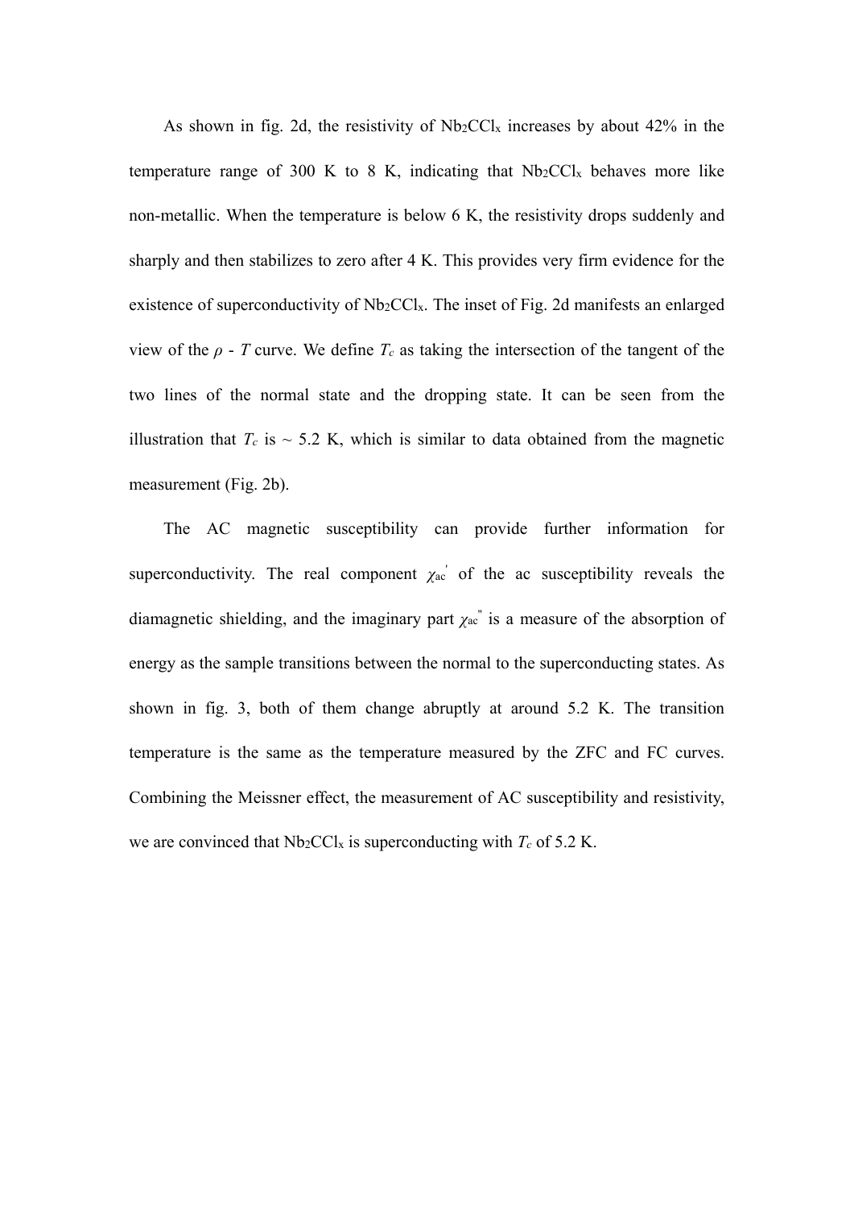As shown in fig. 2d, the resistivity of $Nb_2CCl_x$ increases by about 42% in the temperature range of 300 K to 8 K, indicating that $Nb_2CCl_x$ behaves more like non-metallic. When the temperature is below 6 K, the resistivity drops suddenly and sharply and then stabilizes to zero after 4 K. This provides very firm evidence for the existence of superconductivity of $Nb_2CCl_x$. The inset of Fig. 2d manifests an enlarged view of the $\rho$ - $T$ curve. We define $T_c$ as taking the intersection of the tangent of the two lines of the normal state and the dropping state. It can be seen from the illustration that $T_c$ is ~ 5.2 K, which is similar to data obtained from the magnetic measurement (Fig. 2b).

The AC magnetic susceptibility can provide further information for superconductivity. The real component $\chi_{ac}^{'}$ of the ac susceptibility reveals the diamagnetic shielding, and the imaginary part $\chi_{ac}^{''}$ is a measure of the absorption of energy as the sample transitions between the normal to the superconducting states. As shown in fig. 3, both of them change abruptly at around 5.2 K. The transition temperature is the same as the temperature measured by the ZFC and FC curves. Combining the Meissner effect, the measurement of AC susceptibility and resistivity, we are convinced that $Nb_2CCl_x$ is superconducting with $T_c$ of 5.2 K.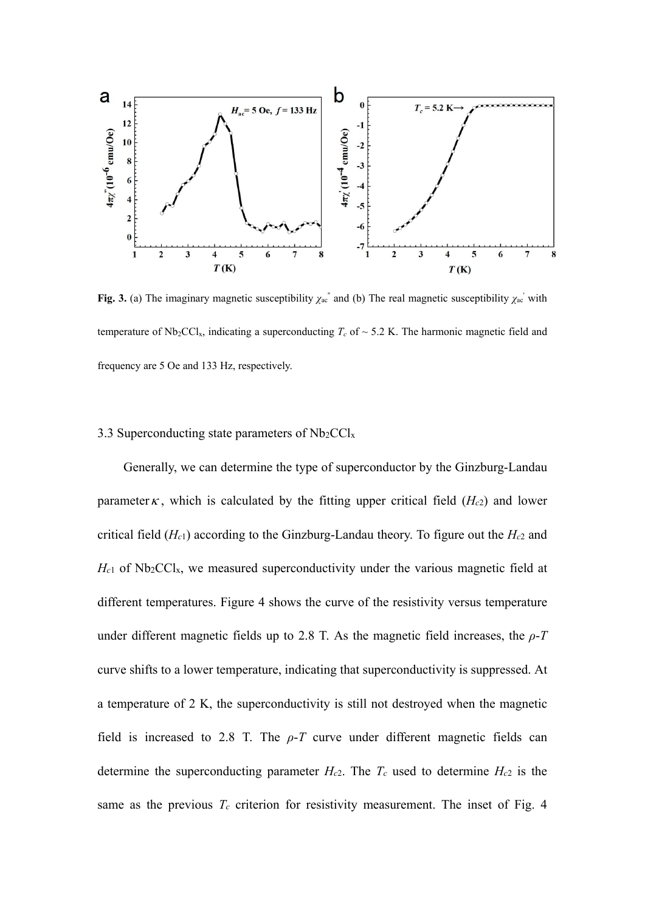Fig. 3. (a) The imaginary magnetic susceptibility $\chi_{ac}''$ and (b) The real magnetic susceptibility $\chi_{ac}'$ with temperature of $Nb_2CCl_x$, indicating a superconducting $T_c$ of ~ 5.2 K. The harmonic magnetic field and frequency are 5 Oe and 133 Hz, respectively.

3.3 Superconducting state parameters of $Nb_2CCl_x$

Generally, we can determine the type of superconductor by the Ginzburg-Landau parameter $\kappa$, which is calculated by the fitting upper critical field ($H_{c2}$) and lower critical field ($H_{c1}$) according to the Ginzburg-Landau theory. To figure out the $H_{c2}$ and $H_{c1}$ of $Nb_2CCl_x$, we measured superconductivity under the various magnetic field at different temperatures. Figure 4 shows the curve of the resistivity versus temperature under different magnetic fields up to 2.8 T. As the magnetic field increases, the $\rho$-$T$ curve shifts to a lower temperature, indicating that superconductivity is suppressed. At a temperature of 2 K, the superconductivity is still not destroyed when the magnetic field is increased to 2.8 T. The $\rho$-$T$ curve under different magnetic fields can determine the superconducting parameter $H_{c2}$. The $T_c$ used to determine $H_{c2}$ is the same as the previous $T_c$ criterion for resistivity measurement. The inset of Fig. 4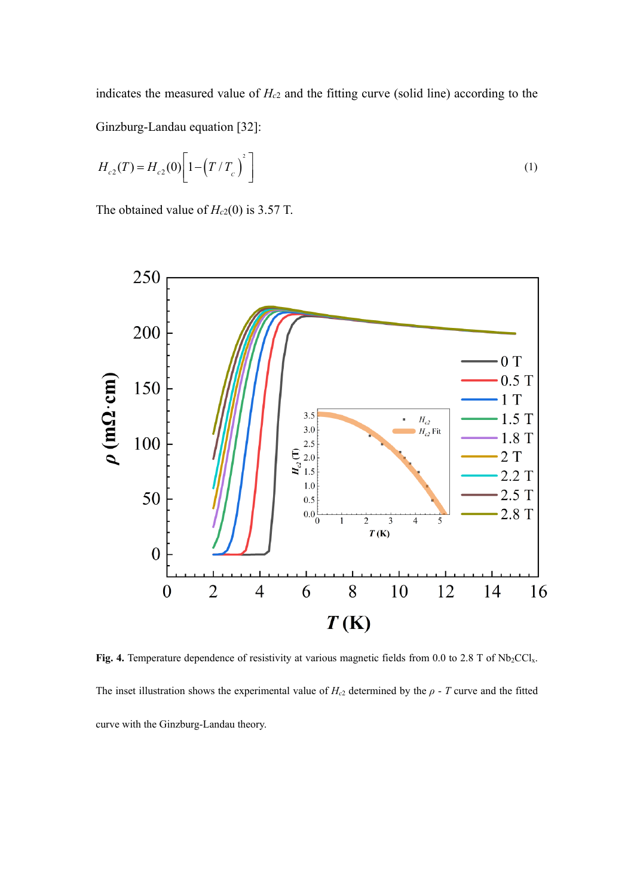indicates the measured value of $H_{c2}$ and the fitting curve (solid line) according to the Ginzburg-Landau equation [32]:

$$H_{c2}(T) = H_{c2}(0)\left[1-\left(T/T_c\right)^2\right] \tag{1}$$

The obtained value of $H_{c2}(0)$ is 3.57 T.

**Fig. 4.** Temperature dependence of resistivity at various magnetic fields from 0.0 to 2.8 T of $Nb_2CCl_x$. The inset illustration shows the experimental value of $H_{c2}$ determined by the $\rho$ - $T$ curve and the fitted curve with the Ginzburg-Landau theory.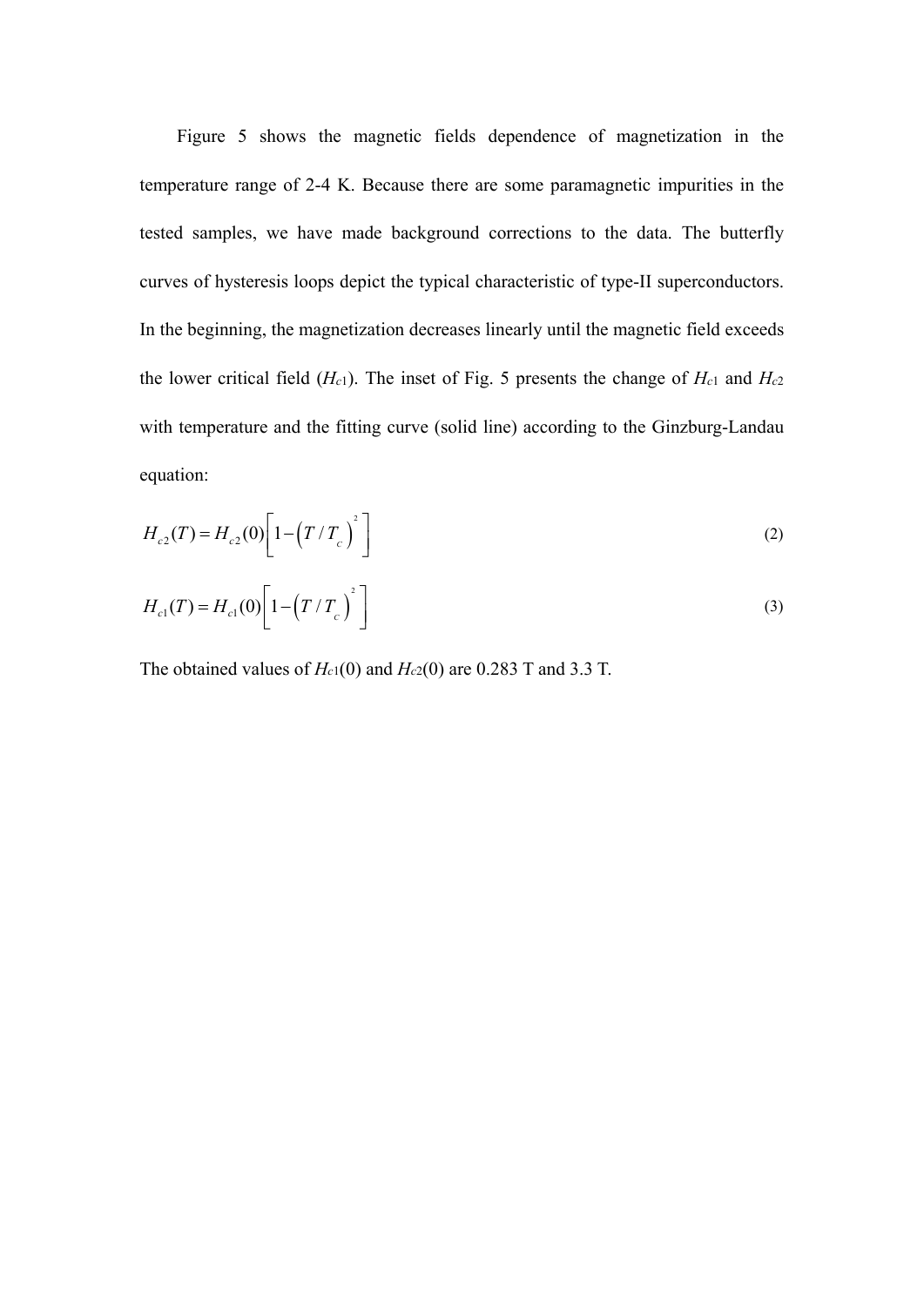Figure 5 shows the magnetic fields dependence of magnetization in the temperature range of 2-4 K. Because there are some paramagnetic impurities in the tested samples, we have made background corrections to the data. The butterfly curves of hysteresis loops depict the typical characteristic of type-II superconductors. In the beginning, the magnetization decreases linearly until the magnetic field exceeds the lower critical field ($H_{c1}$). The inset of Fig. 5 presents the change of $H_{c1}$ and $H_{c2}$ with temperature and the fitting curve (solid line) according to the Ginzburg-Landau equation:

$$H_{c2}(T) = H_{c2}(0)\left[1-\left(T/T_{c}\right)^{2}\right] \tag{2}$$

$$H_{c1}(T) = H_{c1}(0)\left[1-\left(T/T_{c}\right)^{2}\right] \tag{3}$$

The obtained values of $H_{c1}(0)$ and $H_{c2}(0)$ are 0.283 T and 3.3 T.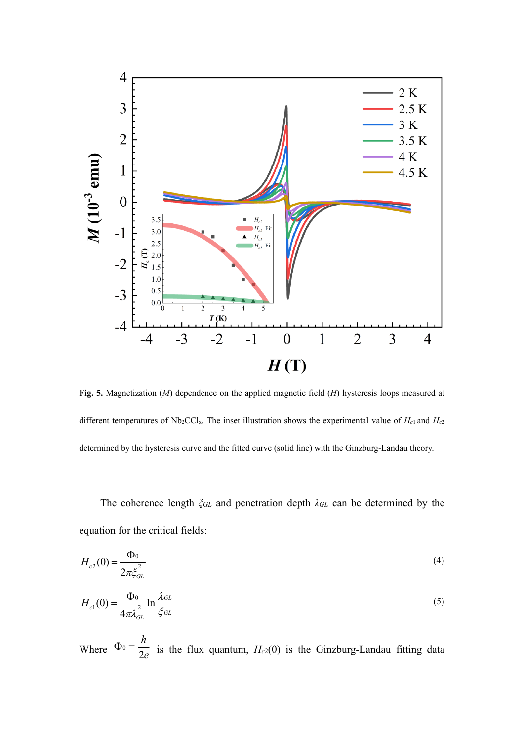**Fig. 5.** Magnetization ($M$) dependence on the applied magnetic field ($H$) hysteresis loops measured at different temperatures of $Nb_2CCl_x$. The inset illustration shows the experimental value of $H_{c1}$ and $H_{c2}$ determined by the hysteresis curve and the fitted curve (solid line) with the Ginzburg-Landau theory.

The coherence length $\xi_{GL}$ and penetration depth $\lambda_{GL}$ can be determined by the equation for the critical fields:

$$H_{c2}(0) = \frac{\Phi_0}{2\pi\xi_{GL}^2} \tag{4}$$

$$H_{c1}(0) = \frac{\Phi_0}{4\pi\lambda_{GL}^2} \ln\frac{\lambda_{GL}}{\xi_{GL}} \tag{5}$$

Where $\Phi_0 = \frac{h}{2e}$ is the flux quantum, $H_{c2}(0)$ is the Ginzburg-Landau fitting data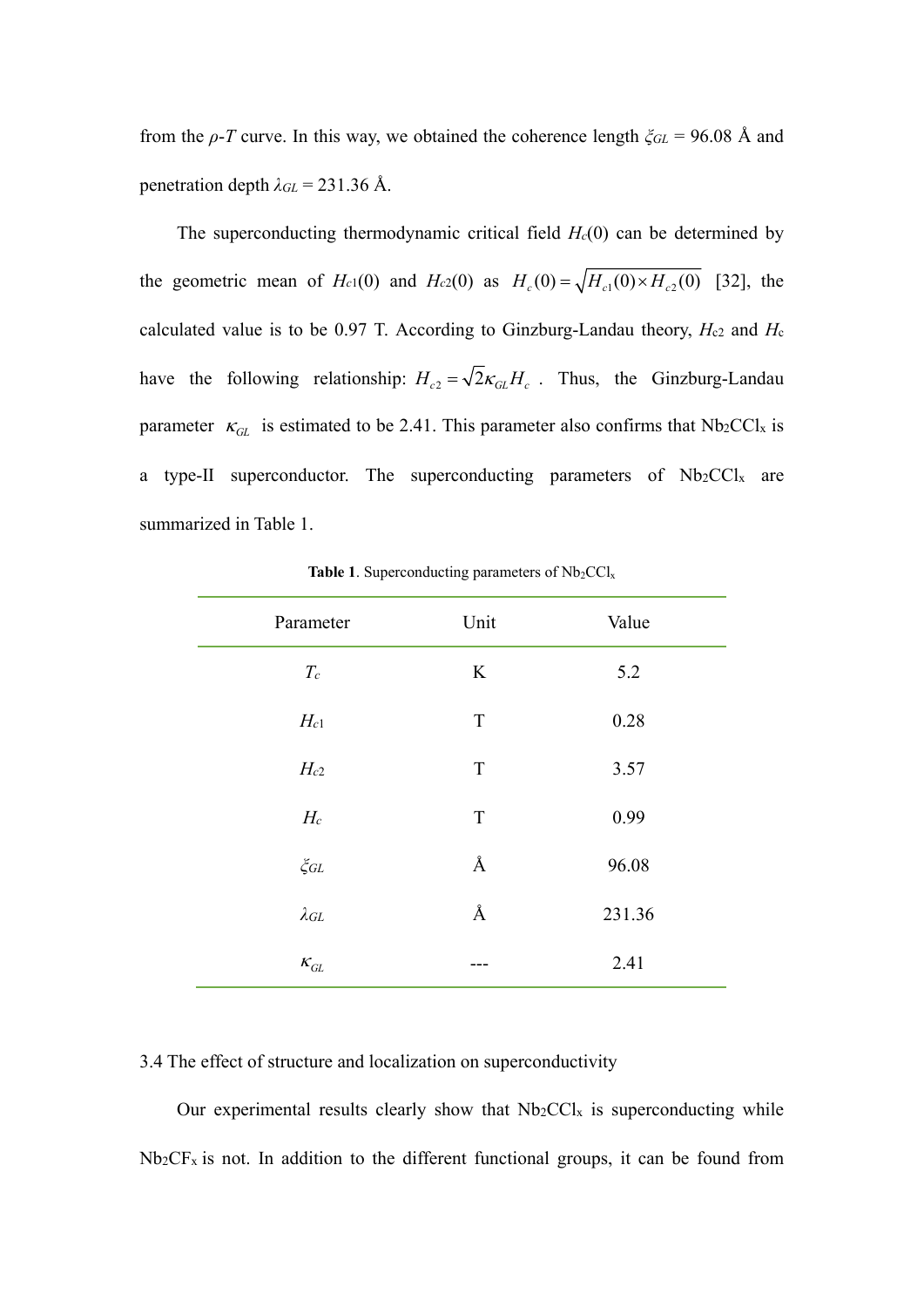from the $\rho$-$T$ curve. In this way, we obtained the coherence length $\xi_{GL}$ = 96.08 Å and penetration depth $\lambda_{GL}$ = 231.36 Å.

The superconducting thermodynamic critical field $H_c(0)$ can be determined by the geometric mean of $H_{c1}(0)$ and $H_{c2}(0)$ as $H_c(0) = \sqrt{H_{c1}(0) \times H_{c2}(0)}$ [32], the calculated value is to be 0.97 T. According to Ginzburg-Landau theory, $H_{c2}$ and $H_c$ have the following relationship: $H_{c2} = \sqrt{2}\kappa_{GL} H_c$ . Thus, the Ginzburg-Landau parameter $\kappa_{GL}$ is estimated to be 2.41. This parameter also confirms that $Nb_2CCl_x$ is a type-II superconductor. The superconducting parameters of $Nb_2CCl_x$ are summarized in Table 1.

**Table 1**. Superconducting parameters of $Nb_2CCl_x$

| Parameter | Unit | Value |
|---|---|---|
| $T_c$ | K | 5.2 |
| $H_{c1}$ | T | 0.28 |
| $H_{c2}$ | T | 3.57 |
| $H_c$ | T | 0.99 |
| $\xi_{GL}$ | Å | 96.08 |
| $\lambda_{GL}$ | Å | 231.36 |
| $\kappa_{GL}$ | --- | 2.41 |

3.4 The effect of structure and localization on superconductivity

Our experimental results clearly show that $Nb_2CCl_x$ is superconducting while $Nb_2CF_x$ is not. In addition to the different functional groups, it can be found from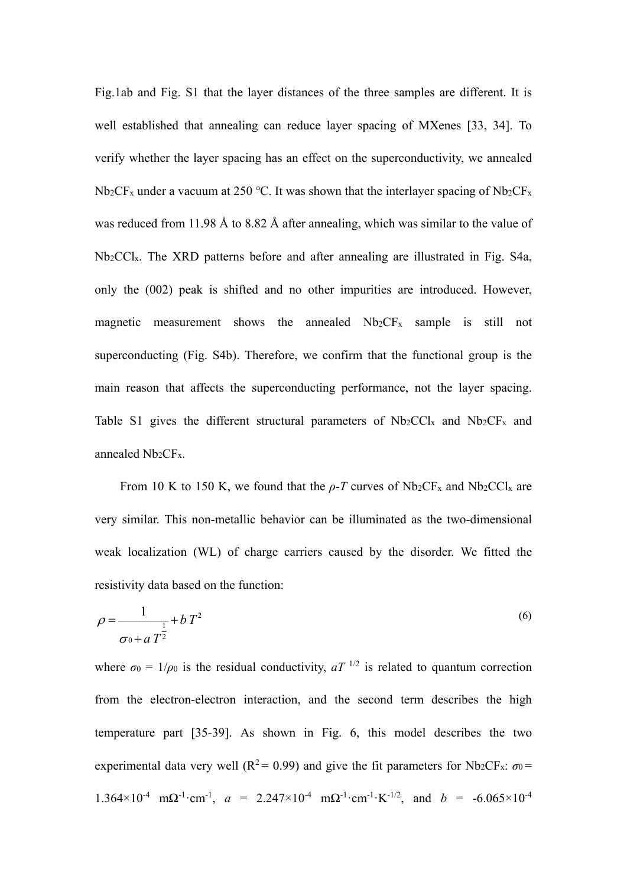Fig.1ab and Fig. S1 that the layer distances of the three samples are different. It is well established that annealing can reduce layer spacing of MXenes [33, 34]. To verify whether the layer spacing has an effect on the superconductivity, we annealed $Nb_2CF_x$ under a vacuum at 250 °C. It was shown that the interlayer spacing of $Nb_2CF_x$ was reduced from 11.98 Å to 8.82 Å after annealing, which was similar to the value of $Nb_2CCl_x$. The XRD patterns before and after annealing are illustrated in Fig. S4a, only the (002) peak is shifted and no other impurities are introduced. However, magnetic measurement shows the annealed $Nb_2CF_x$ sample is still not superconducting (Fig. S4b). Therefore, we confirm that the functional group is the main reason that affects the superconducting performance, not the layer spacing. Table S1 gives the different structural parameters of $Nb_2CCl_x$ and $Nb_2CF_x$ and annealed $Nb_2CF_x$.

From 10 K to 150 K, we found that the $\rho$-$T$ curves of $Nb_2CF_x$ and $Nb_2CCl_x$ are very similar. This non-metallic behavior can be illuminated as the two-dimensional weak localization (WL) of charge carriers caused by the disorder. We fitted the resistivity data based on the function:

$$\rho = \frac{1}{\sigma_0 + a\,T^{\frac{1}{2}}} + b\,T^2 \tag{6}$$

where $\sigma_0 = 1/\rho_0$ is the residual conductivity, $aT^{1/2}$ is related to quantum correction from the electron-electron interaction, and the second term describes the high temperature part [35-39]. As shown in Fig. 6, this model describes the two experimental data very well ($R^2 = 0.99$) and give the fit parameters for $Nb_2CF_x$: $\sigma_0 = 1.364\times10^{-4}$ $m\Omega^{-1}\cdot cm^{-1}$, $a = 2.247\times10^{-4}$ $m\Omega^{-1}\cdot cm^{-1}\cdot K^{-1/2}$, and $b = -6.065\times10^{-4}$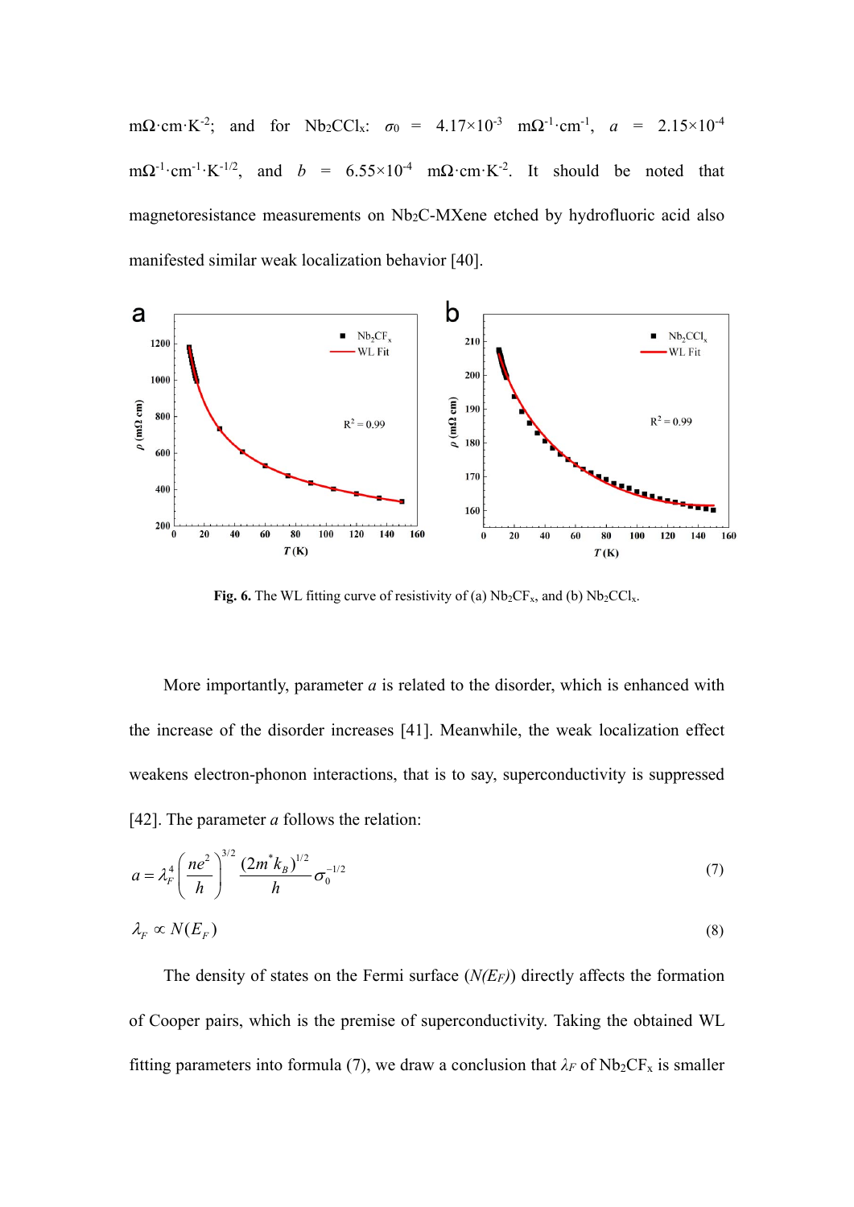mΩ·cm·K$^{-2}$; and for $Nb_2CCl_x$: $\sigma_0$ = 4.17×10$^{-3}$ mΩ$^{-1}$·cm$^{-1}$, $a$ = 2.15×10$^{-4}$ mΩ$^{-1}$·cm$^{-1}$·K$^{-1/2}$, and $b$ = 6.55×10$^{-4}$ mΩ·cm·K$^{-2}$. It should be noted that magnetoresistance measurements on $Nb_2C$-MXene etched by hydrofluoric acid also manifested similar weak localization behavior [40].

**Fig. 6.** The WL fitting curve of resistivity of (a) $Nb_2CF_x$, and (b) $Nb_2CCl_x$.

More importantly, parameter $a$ is related to the disorder, which is enhanced with the increase of the disorder increases [41]. Meanwhile, the weak localization effect weakens electron-phonon interactions, that is to say, superconductivity is suppressed [42]. The parameter $a$ follows the relation:

$$a = \lambda_F^4 \left(\frac{ne^2}{h}\right)^{3/2} \frac{(2m^* k_B)^{1/2}}{h} \sigma_0^{-1/2} \tag{7}$$

$$\lambda_F \propto N(E_F) \tag{8}$$

The density of states on the Fermi surface ($N(E_F)$) directly affects the formation of Cooper pairs, which is the premise of superconductivity. Taking the obtained WL fitting parameters into formula (7), we draw a conclusion that $\lambda_F$ of $Nb_2CF_x$ is smaller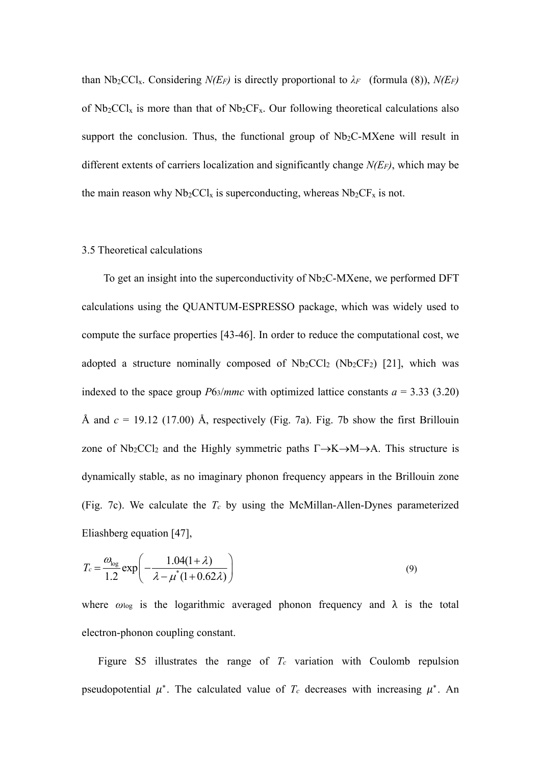than $Nb_2CCl_x$. Considering $N(E_F)$ is directly proportional to $\lambda_F$ (formula (8)), $N(E_F)$ of $Nb_2CCl_x$ is more than that of $Nb_2CF_x$. Our following theoretical calculations also support the conclusion. Thus, the functional group of $Nb_2C$-MXene will result in different extents of carriers localization and significantly change $N(E_F)$, which may be the main reason why $Nb_2CCl_x$ is superconducting, whereas $Nb_2CF_x$ is not.

### 3.5 Theoretical calculations

To get an insight into the superconductivity of $Nb_2C$-MXene, we performed DFT calculations using the QUANTUM-ESPRESSO package, which was widely used to compute the surface properties [43-46]. In order to reduce the computational cost, we adopted a structure nominally composed of $Nb_2CCl_2$ ($Nb_2CF_2$) [21], which was indexed to the space group $P6_3/mmc$ with optimized lattice constants $a$ = 3.33 (3.20) Å and $c$ = 19.12 (17.00) Å, respectively (Fig. 7a). Fig. 7b show the first Brillouin zone of $Nb_2CCl_2$ and the Highly symmetric paths $\Gamma \rightarrow K \rightarrow M \rightarrow A$. This structure is dynamically stable, as no imaginary phonon frequency appears in the Brillouin zone (Fig. 7c). We calculate the $T_c$ by using the McMillan-Allen-Dynes parameterized Eliashberg equation [47],

$$T_c = \frac{\omega_{\log}}{1.2} \exp\left( -\frac{1.04(1+\lambda)}{\lambda - \mu^*(1+0.62\lambda)} \right) \tag{9}$$

where $\omega_{\log}$ is the logarithmic averaged phonon frequency and $\lambda$ is the total electron-phonon coupling constant.

Figure S5 illustrates the range of $T_c$ variation with Coulomb repulsion pseudopotential $\mu^*$. The calculated value of $T_c$ decreases with increasing $\mu^*$. An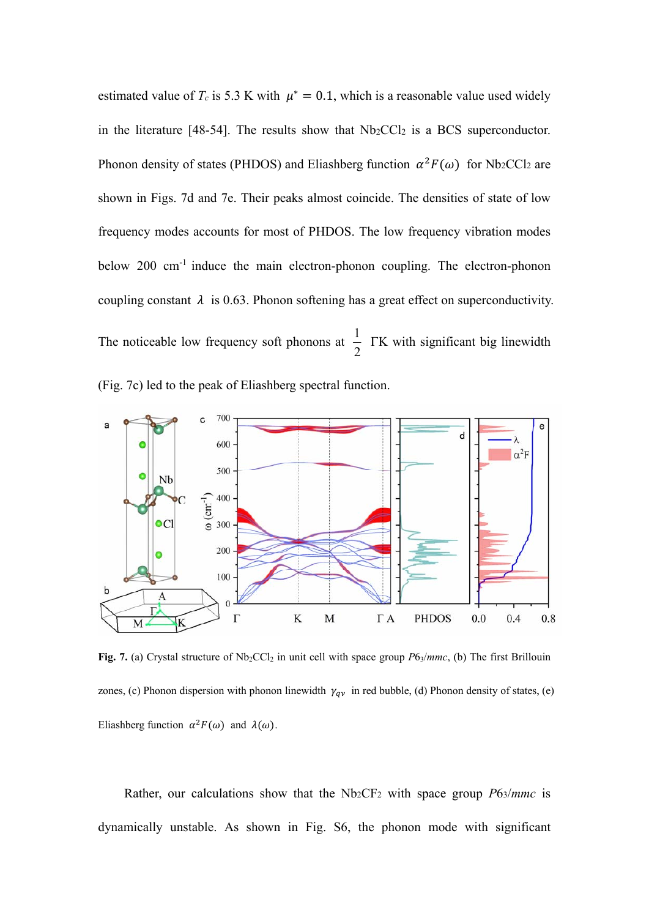estimated value of $T_c$ is 5.3 K with $\mu^* = 0.1$, which is a reasonable value used widely in the literature [48-54]. The results show that $Nb_2CCl_2$ is a BCS superconductor. Phonon density of states (PHDOS) and Eliashberg function $\alpha^2F(\omega)$ for $Nb_2CCl_2$ are shown in Figs. 7d and 7e. Their peaks almost coincide. The densities of state of low frequency modes accounts for most of PHDOS. The low frequency vibration modes below 200 cm$^{-1}$ induce the main electron-phonon coupling. The electron-phonon coupling constant $\lambda$ is 0.63. Phonon softening has a great effect on superconductivity. The noticeable low frequency soft phonons at $\frac{1}{2}$ ΓK with significant big linewidth (Fig. 7c) led to the peak of Eliashberg spectral function.

**Fig. 7.** (a) Crystal structure of $Nb_2CCl_2$ in unit cell with space group *P*6$_3$/*mmc*, (b) The first Brillouin zones, (c) Phonon dispersion with phonon linewidth $\gamma_{q\nu}$ in red bubble, (d) Phonon density of states, (e) Eliashberg function $\alpha^2F(\omega)$ and $\lambda(\omega)$.

Rather, our calculations show that the $Nb_2CF_2$ with space group *P*6$_3$/*mmc* is dynamically unstable. As shown in Fig. S6, the phonon mode with significant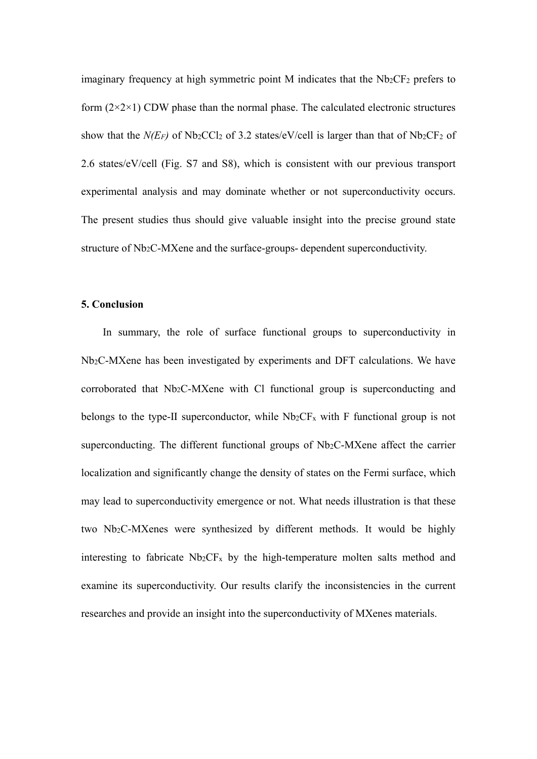imaginary frequency at high symmetric point M indicates that the $Nb_2CF_2$ prefers to form (2×2×1) CDW phase than the normal phase. The calculated electronic structures show that the $N(E_F)$ of $Nb_2CCl_2$ of 3.2 states/eV/cell is larger than that of $Nb_2CF_2$ of 2.6 states/eV/cell (Fig. S7 and S8), which is consistent with our previous transport experimental analysis and may dominate whether or not superconductivity occurs. The present studies thus should give valuable insight into the precise ground state structure of $Nb_2C$-MXene and the surface-groups- dependent superconductivity.

## 5. Conclusion

In summary, the role of surface functional groups to superconductivity in $Nb_2C$-MXene has been investigated by experiments and DFT calculations. We have corroborated that $Nb_2C$-MXene with Cl functional group is superconducting and belongs to the type-II superconductor, while $Nb_2CF_x$ with F functional group is not superconducting. The different functional groups of $Nb_2C$-MXene affect the carrier localization and significantly change the density of states on the Fermi surface, which may lead to superconductivity emergence or not. What needs illustration is that these two $Nb_2C$-MXenes were synthesized by different methods. It would be highly interesting to fabricate $Nb_2CF_x$ by the high-temperature molten salts method and examine its superconductivity. Our results clarify the inconsistencies in the current researches and provide an insight into the superconductivity of MXenes materials.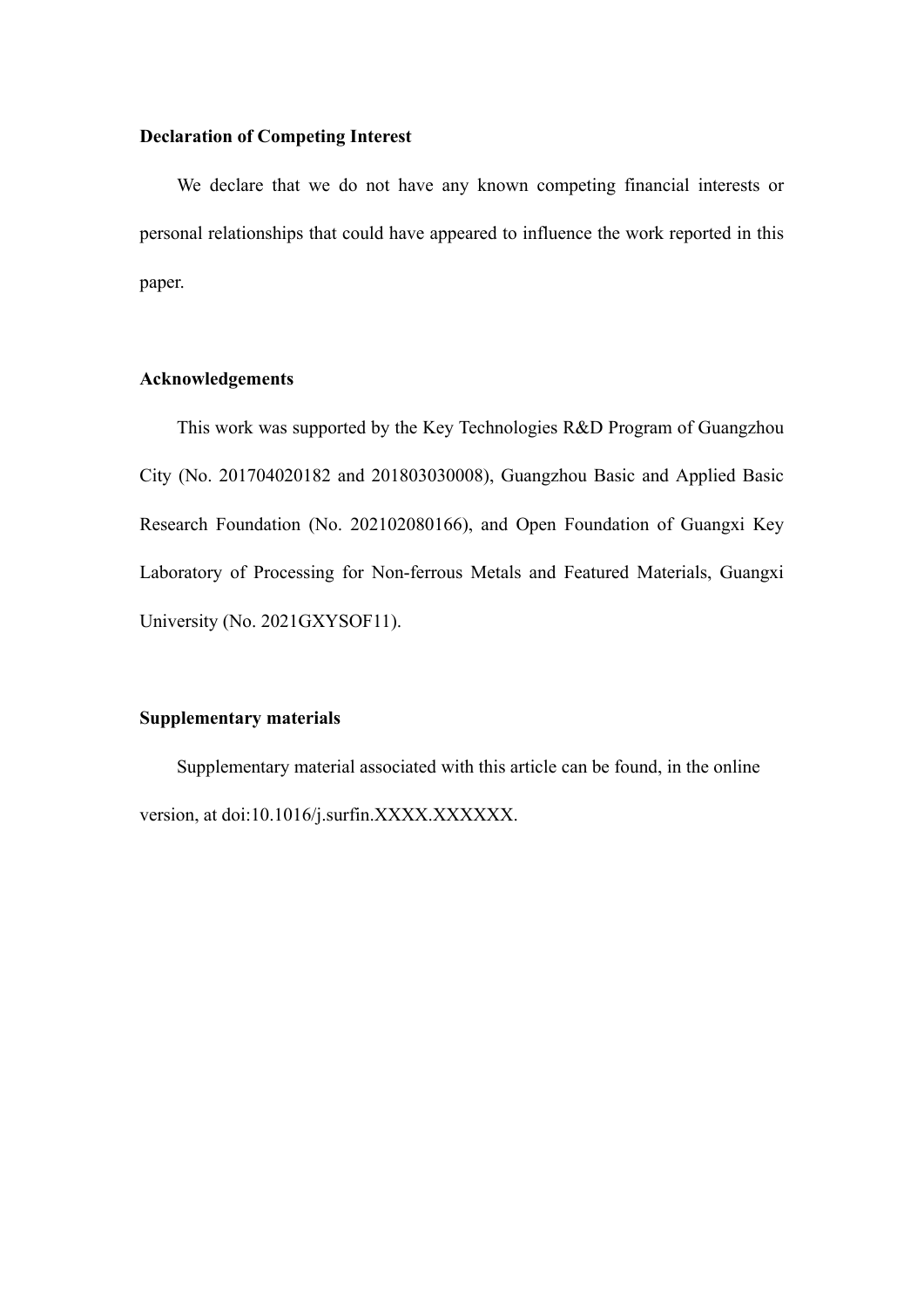**Declaration of Competing Interest**

We declare that we do not have any known competing financial interests or personal relationships that could have appeared to influence the work reported in this paper.

**Acknowledgements**

This work was supported by the Key Technologies R&D Program of Guangzhou City (No. 201704020182 and 201803030008), Guangzhou Basic and Applied Basic Research Foundation (No. 202102080166), and Open Foundation of Guangxi Key Laboratory of Processing for Non-ferrous Metals and Featured Materials, Guangxi University (No. 2021GXYSOF11).

**Supplementary materials**

Supplementary material associated with this article can be found, in the online version, at doi:10.1016/j.surfin.XXXX.XXXXXX.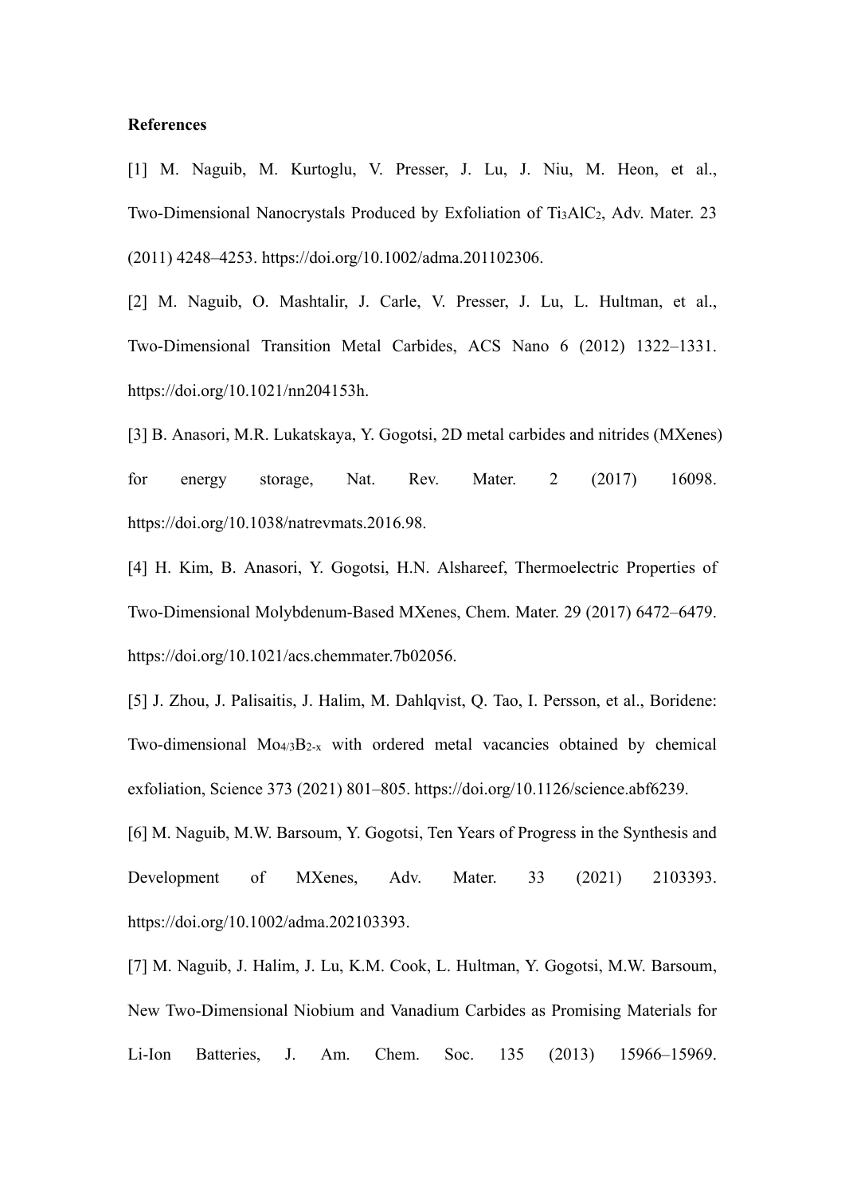**References**

[1] M. Naguib, M. Kurtoglu, V. Presser, J. Lu, J. Niu, M. Heon, et al., Two-Dimensional Nanocrystals Produced by Exfoliation of $Ti_3AlC_2$, Adv. Mater. 23 (2011) 4248–4253. https://doi.org/10.1002/adma.201102306.

[2] M. Naguib, O. Mashtalir, J. Carle, V. Presser, J. Lu, L. Hultman, et al., Two-Dimensional Transition Metal Carbides, ACS Nano 6 (2012) 1322–1331. https://doi.org/10.1021/nn204153h.

[3] B. Anasori, M.R. Lukatskaya, Y. Gogotsi, 2D metal carbides and nitrides (MXenes) for energy storage, Nat. Rev. Mater. 2 (2017) 16098. https://doi.org/10.1038/natrevmats.2016.98.

[4] H. Kim, B. Anasori, Y. Gogotsi, H.N. Alshareef, Thermoelectric Properties of Two-Dimensional Molybdenum-Based MXenes, Chem. Mater. 29 (2017) 6472–6479. https://doi.org/10.1021/acs.chemmater.7b02056.

[5] J. Zhou, J. Palisaitis, J. Halim, M. Dahlqvist, Q. Tao, I. Persson, et al., Boridene: Two-dimensional $Mo_{4/3}B_{2-x}$ with ordered metal vacancies obtained by chemical exfoliation, Science 373 (2021) 801–805. https://doi.org/10.1126/science.abf6239.

[6] M. Naguib, M.W. Barsoum, Y. Gogotsi, Ten Years of Progress in the Synthesis and Development of MXenes, Adv. Mater. 33 (2021) 2103393. https://doi.org/10.1002/adma.202103393.

[7] M. Naguib, J. Halim, J. Lu, K.M. Cook, L. Hultman, Y. Gogotsi, M.W. Barsoum, New Two-Dimensional Niobium and Vanadium Carbides as Promising Materials for Li-Ion Batteries, J. Am. Chem. Soc. 135 (2013) 15966–15969.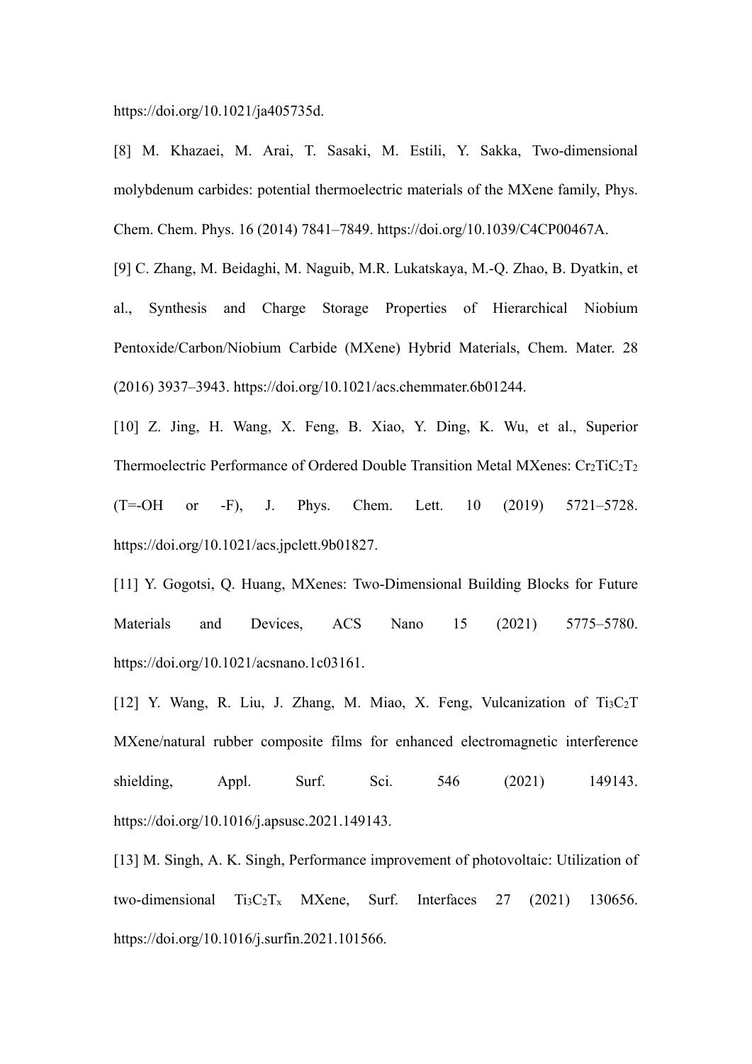https://doi.org/10.1021/ja405735d.

[8] M. Khazaei, M. Arai, T. Sasaki, M. Estili, Y. Sakka, Two-dimensional molybdenum carbides: potential thermoelectric materials of the MXene family, Phys. Chem. Chem. Phys. 16 (2014) 7841–7849. https://doi.org/10.1039/C4CP00467A.

[9] C. Zhang, M. Beidaghi, M. Naguib, M.R. Lukatskaya, M.-Q. Zhao, B. Dyatkin, et al., Synthesis and Charge Storage Properties of Hierarchical Niobium Pentoxide/Carbon/Niobium Carbide (MXene) Hybrid Materials, Chem. Mater. 28 (2016) 3937–3943. https://doi.org/10.1021/acs.chemmater.6b01244.

[10] Z. Jing, H. Wang, X. Feng, B. Xiao, Y. Ding, K. Wu, et al., Superior Thermoelectric Performance of Ordered Double Transition Metal MXenes: $Cr_2TiC_2T_2$ (T=-OH or -F), J. Phys. Chem. Lett. 10 (2019) 5721–5728. https://doi.org/10.1021/acs.jpclett.9b01827.

[11] Y. Gogotsi, Q. Huang, MXenes: Two-Dimensional Building Blocks for Future Materials and Devices, ACS Nano 15 (2021) 5775–5780. https://doi.org/10.1021/acsnano.1c03161.

[12] Y. Wang, R. Liu, J. Zhang, M. Miao, X. Feng, Vulcanization of $Ti_3C_2T$ MXene/natural rubber composite films for enhanced electromagnetic interference shielding, Appl. Surf. Sci. 546 (2021) 149143. https://doi.org/10.1016/j.apsusc.2021.149143.

[13] M. Singh, A. K. Singh, Performance improvement of photovoltaic: Utilization of two-dimensional $Ti_3C_2T_x$ MXene, Surf. Interfaces 27 (2021) 130656. https://doi.org/10.1016/j.surfin.2021.101566.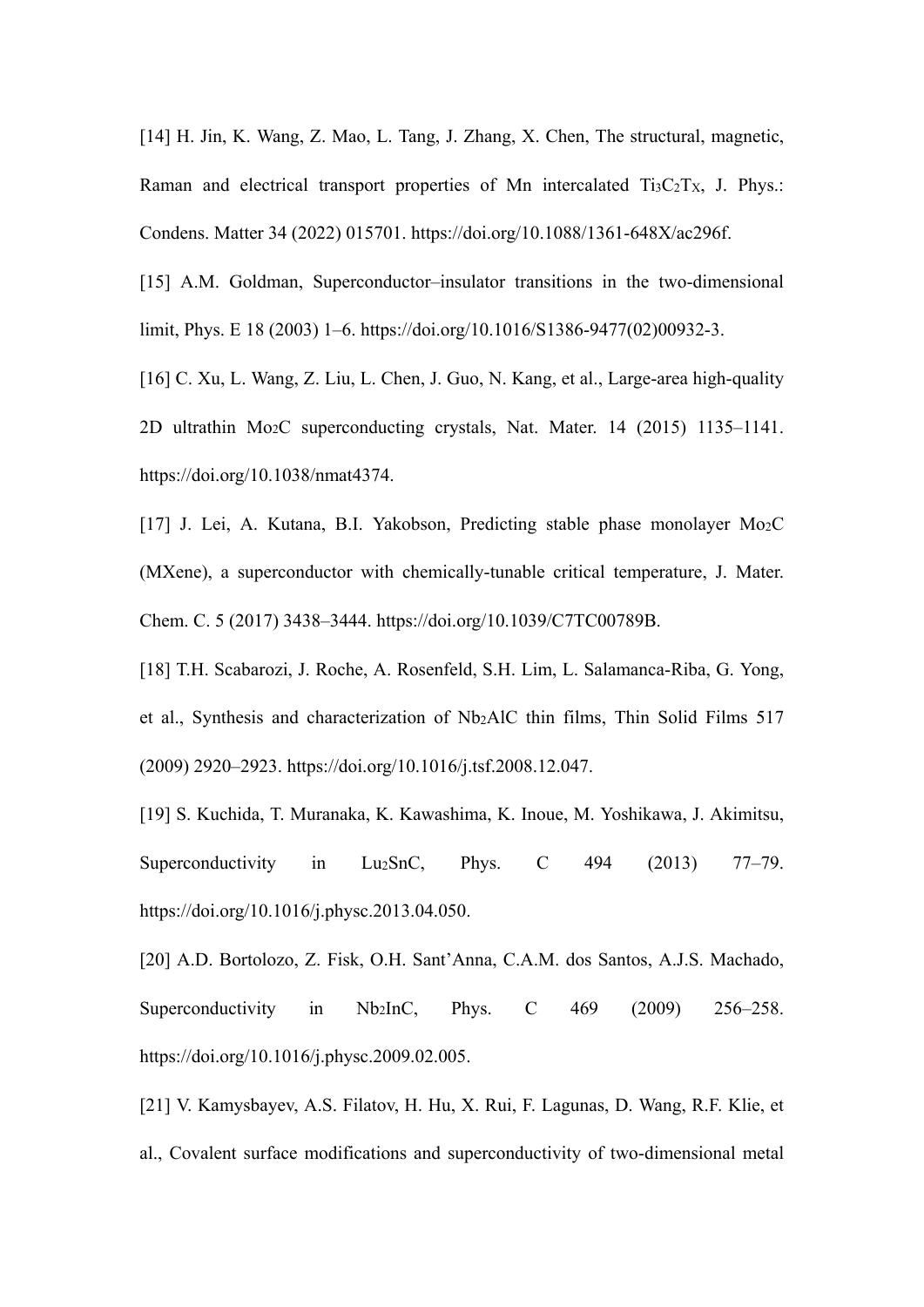[14] H. Jin, K. Wang, Z. Mao, L. Tang, J. Zhang, X. Chen, The structural, magnetic, Raman and electrical transport properties of Mn intercalated $Ti_3C_2T_X$, J. Phys.: Condens. Matter 34 (2022) 015701. https://doi.org/10.1088/1361-648X/ac296f.

[15] A.M. Goldman, Superconductor–insulator transitions in the two-dimensional limit, Phys. E 18 (2003) 1–6. https://doi.org/10.1016/S1386-9477(02)00932-3.

[16] C. Xu, L. Wang, Z. Liu, L. Chen, J. Guo, N. Kang, et al., Large-area high-quality 2D ultrathin $Mo_2C$ superconducting crystals, Nat. Mater. 14 (2015) 1135–1141. https://doi.org/10.1038/nmat4374.

[17] J. Lei, A. Kutana, B.I. Yakobson, Predicting stable phase monolayer $Mo_2C$ (MXene), a superconductor with chemically-tunable critical temperature, J. Mater. Chem. C. 5 (2017) 3438–3444. https://doi.org/10.1039/C7TC00789B.

[18] T.H. Scabarozi, J. Roche, A. Rosenfeld, S.H. Lim, L. Salamanca-Riba, G. Yong, et al., Synthesis and characterization of $Nb_2AlC$ thin films, Thin Solid Films 517 (2009) 2920–2923. https://doi.org/10.1016/j.tsf.2008.12.047.

[19] S. Kuchida, T. Muranaka, K. Kawashima, K. Inoue, M. Yoshikawa, J. Akimitsu, Superconductivity in $Lu_2SnC$, Phys. C 494 (2013) 77–79. https://doi.org/10.1016/j.physc.2013.04.050.

[20] A.D. Bortolozo, Z. Fisk, O.H. Sant'Anna, C.A.M. dos Santos, A.J.S. Machado, Superconductivity in $Nb_2InC$, Phys. C 469 (2009) 256–258. https://doi.org/10.1016/j.physc.2009.02.005.

[21] V. Kamysbayev, A.S. Filatov, H. Hu, X. Rui, F. Lagunas, D. Wang, R.F. Klie, et al., Covalent surface modifications and superconductivity of two-dimensional metal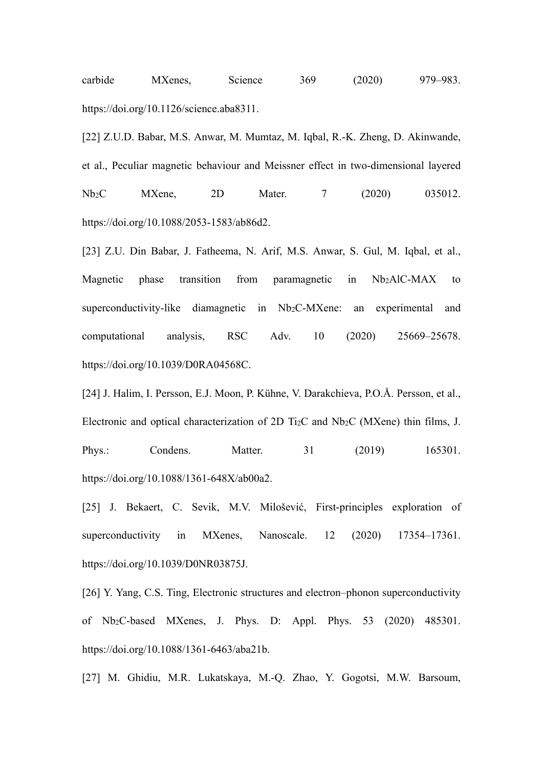carbide MXenes, Science 369 (2020) 979–983. https://doi.org/10.1126/science.aba8311.

[22] Z.U.D. Babar, M.S. Anwar, M. Mumtaz, M. Iqbal, R.-K. Zheng, D. Akinwande, et al., Peculiar magnetic behaviour and Meissner effect in two-dimensional layered $Nb_2C$ MXene, 2D Mater. 7 (2020) 035012. https://doi.org/10.1088/2053-1583/ab86d2.

[23] Z.U. Din Babar, J. Fatheema, N. Arif, M.S. Anwar, S. Gul, M. Iqbal, et al., Magnetic phase transition from paramagnetic in $Nb_2AlC$-MAX to superconductivity-like diamagnetic in $Nb_2C$-MXene: an experimental and computational analysis, RSC Adv. 10 (2020) 25669–25678. https://doi.org/10.1039/D0RA04568C.

[24] J. Halim, I. Persson, E.J. Moon, P. Kühne, V. Darakchieva, P.O.Å. Persson, et al., Electronic and optical characterization of 2D $Ti_2C$ and $Nb_2C$ (MXene) thin films, J. Phys.: Condens. Matter. 31 (2019) 165301. https://doi.org/10.1088/1361-648X/ab00a2.

[25] J. Bekaert, C. Sevik, M.V. Milošević, First-principles exploration of superconductivity in MXenes, Nanoscale. 12 (2020) 17354–17361. https://doi.org/10.1039/D0NR03875J.

[26] Y. Yang, C.S. Ting, Electronic structures and electron–phonon superconductivity of $Nb_2C$-based MXenes, J. Phys. D: Appl. Phys. 53 (2020) 485301. https://doi.org/10.1088/1361-6463/aba21b.

[27] M. Ghidiu, M.R. Lukatskaya, M.-Q. Zhao, Y. Gogotsi, M.W. Barsoum,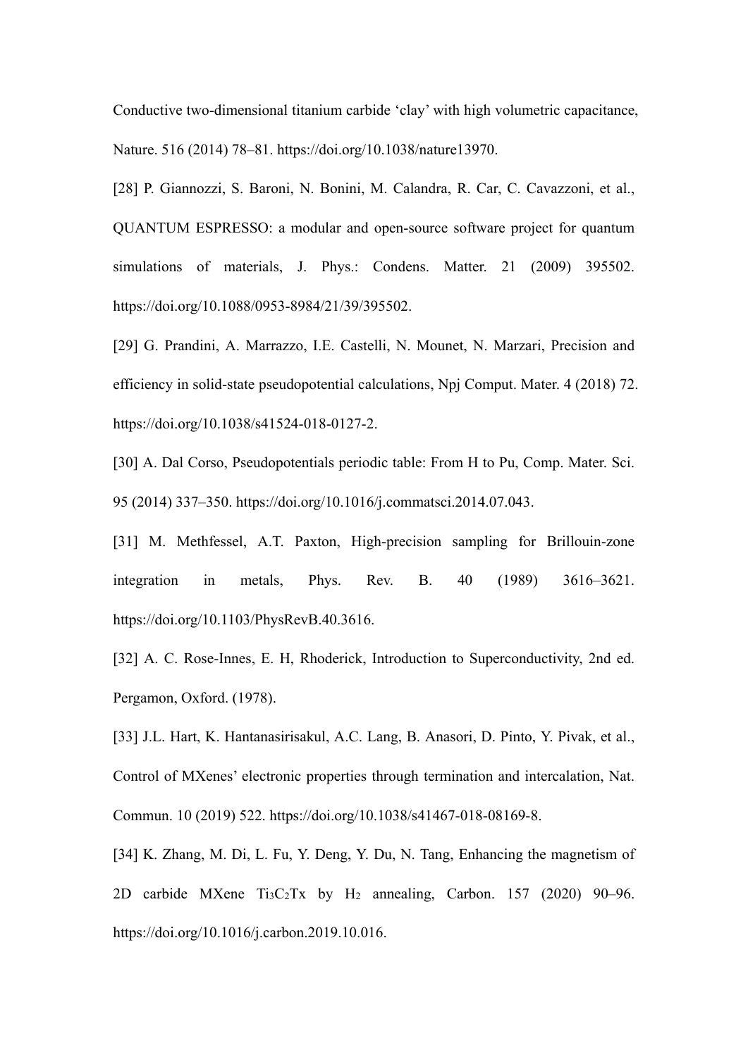Conductive two-dimensional titanium carbide 'clay' with high volumetric capacitance, Nature. 516 (2014) 78–81. https://doi.org/10.1038/nature13970.

[28] P. Giannozzi, S. Baroni, N. Bonini, M. Calandra, R. Car, C. Cavazzoni, et al., QUANTUM ESPRESSO: a modular and open-source software project for quantum simulations of materials, J. Phys.: Condens. Matter. 21 (2009) 395502. https://doi.org/10.1088/0953-8984/21/39/395502.

[29] G. Prandini, A. Marrazzo, I.E. Castelli, N. Mounet, N. Marzari, Precision and efficiency in solid-state pseudopotential calculations, Npj Comput. Mater. 4 (2018) 72. https://doi.org/10.1038/s41524-018-0127-2.

[30] A. Dal Corso, Pseudopotentials periodic table: From H to Pu, Comp. Mater. Sci. 95 (2014) 337–350. https://doi.org/10.1016/j.commatsci.2014.07.043.

[31] M. Methfessel, A.T. Paxton, High-precision sampling for Brillouin-zone integration in metals, Phys. Rev. B. 40 (1989) 3616–3621. https://doi.org/10.1103/PhysRevB.40.3616.

[32] A. C. Rose-Innes, E. H, Rhoderick, Introduction to Superconductivity, 2nd ed. Pergamon, Oxford. (1978).

[33] J.L. Hart, K. Hantanasirisakul, A.C. Lang, B. Anasori, D. Pinto, Y. Pivak, et al., Control of MXenes' electronic properties through termination and intercalation, Nat. Commun. 10 (2019) 522. https://doi.org/10.1038/s41467-018-08169-8.

[34] K. Zhang, M. Di, L. Fu, Y. Deng, Y. Du, N. Tang, Enhancing the magnetism of 2D carbide MXene $Ti_3C_2Tx$ by $H_2$ annealing, Carbon. 157 (2020) 90–96. https://doi.org/10.1016/j.carbon.2019.10.016.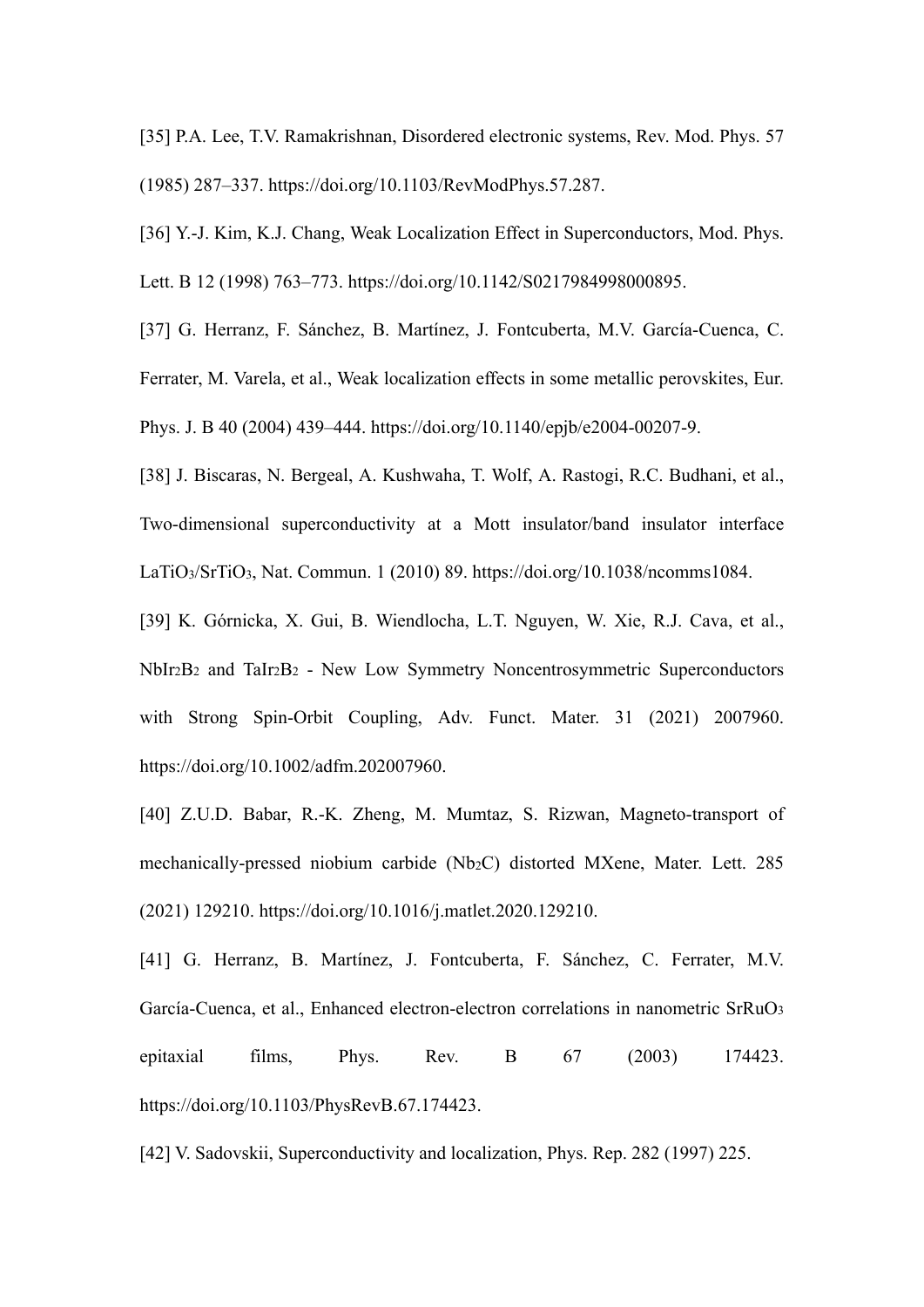[35] P.A. Lee, T.V. Ramakrishnan, Disordered electronic systems, Rev. Mod. Phys. 57 (1985) 287–337. https://doi.org/10.1103/RevModPhys.57.287.

[36] Y.-J. Kim, K.J. Chang, Weak Localization Effect in Superconductors, Mod. Phys. Lett. B 12 (1998) 763–773. https://doi.org/10.1142/S0217984998000895.

[37] G. Herranz, F. Sánchez, B. Martínez, J. Fontcuberta, M.V. García-Cuenca, C. Ferrater, M. Varela, et al., Weak localization effects in some metallic perovskites, Eur. Phys. J. B 40 (2004) 439–444. https://doi.org/10.1140/epjb/e2004-00207-9.

[38] J. Biscaras, N. Bergeal, A. Kushwaha, T. Wolf, A. Rastogi, R.C. Budhani, et al., Two-dimensional superconductivity at a Mott insulator/band insulator interface $LaTiO_3/SrTiO_3$, Nat. Commun. 1 (2010) 89. https://doi.org/10.1038/ncomms1084.

[39] K. Górnicka, X. Gui, B. Wiendlocha, L.T. Nguyen, W. Xie, R.J. Cava, et al., $NbIr_2B_2$ and $TaIr_2B_2$ - New Low Symmetry Noncentrosymmetric Superconductors with Strong Spin-Orbit Coupling, Adv. Funct. Mater. 31 (2021) 2007960. https://doi.org/10.1002/adfm.202007960.

[40] Z.U.D. Babar, R.-K. Zheng, M. Mumtaz, S. Rizwan, Magneto-transport of mechanically-pressed niobium carbide ($Nb_2C$) distorted MXene, Mater. Lett. 285 (2021) 129210. https://doi.org/10.1016/j.matlet.2020.129210.

[41] G. Herranz, B. Martínez, J. Fontcuberta, F. Sánchez, C. Ferrater, M.V. García-Cuenca, et al., Enhanced electron-electron correlations in nanometric $SrRuO_3$ epitaxial films, Phys. Rev. B 67 (2003) 174423. https://doi.org/10.1103/PhysRevB.67.174423.

[42] V. Sadovskii, Superconductivity and localization, Phys. Rep. 282 (1997) 225.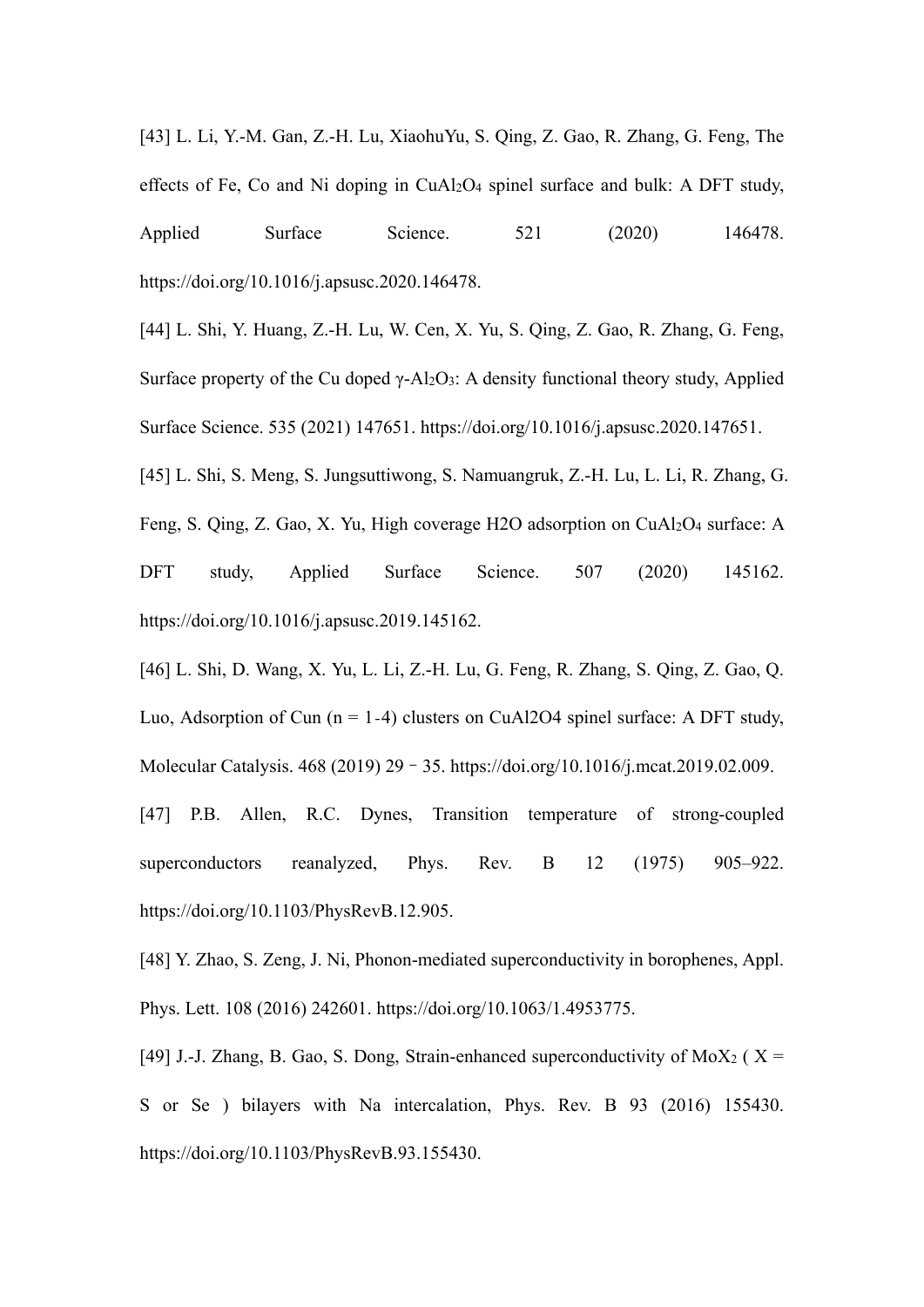[43] L. Li, Y.-M. Gan, Z.-H. Lu, XiaohuYu, S. Qing, Z. Gao, R. Zhang, G. Feng, The effects of Fe, Co and Ni doping in $CuAl_2O_4$ spinel surface and bulk: A DFT study, Applied Surface Science. 521 (2020) 146478. https://doi.org/10.1016/j.apsusc.2020.146478.

[44] L. Shi, Y. Huang, Z.-H. Lu, W. Cen, X. Yu, S. Qing, Z. Gao, R. Zhang, G. Feng, Surface property of the Cu doped γ-$Al_2O_3$: A density functional theory study, Applied Surface Science. 535 (2021) 147651. https://doi.org/10.1016/j.apsusc.2020.147651.

[45] L. Shi, S. Meng, S. Jungsuttiwong, S. Namuangruk, Z.-H. Lu, L. Li, R. Zhang, G. Feng, S. Qing, Z. Gao, X. Yu, High coverage H2O adsorption on $CuAl_2O_4$ surface: A DFT study, Applied Surface Science. 507 (2020) 145162. https://doi.org/10.1016/j.apsusc.2019.145162.

[46] L. Shi, D. Wang, X. Yu, L. Li, Z.-H. Lu, G. Feng, R. Zhang, S. Qing, Z. Gao, Q. Luo, Adsorption of Cun (n = 1-4) clusters on CuAl2O4 spinel surface: A DFT study, Molecular Catalysis. 468 (2019) 29–35. https://doi.org/10.1016/j.mcat.2019.02.009.

[47] P.B. Allen, R.C. Dynes, Transition temperature of strong-coupled superconductors reanalyzed, Phys. Rev. B 12 (1975) 905–922. https://doi.org/10.1103/PhysRevB.12.905.

[48] Y. Zhao, S. Zeng, J. Ni, Phonon-mediated superconductivity in borophenes, Appl. Phys. Lett. 108 (2016) 242601. https://doi.org/10.1063/1.4953775.

[49] J.-J. Zhang, B. Gao, S. Dong, Strain-enhanced superconductivity of $MoX_2$ ( X = S or Se ) bilayers with Na intercalation, Phys. Rev. B 93 (2016) 155430. https://doi.org/10.1103/PhysRevB.93.155430.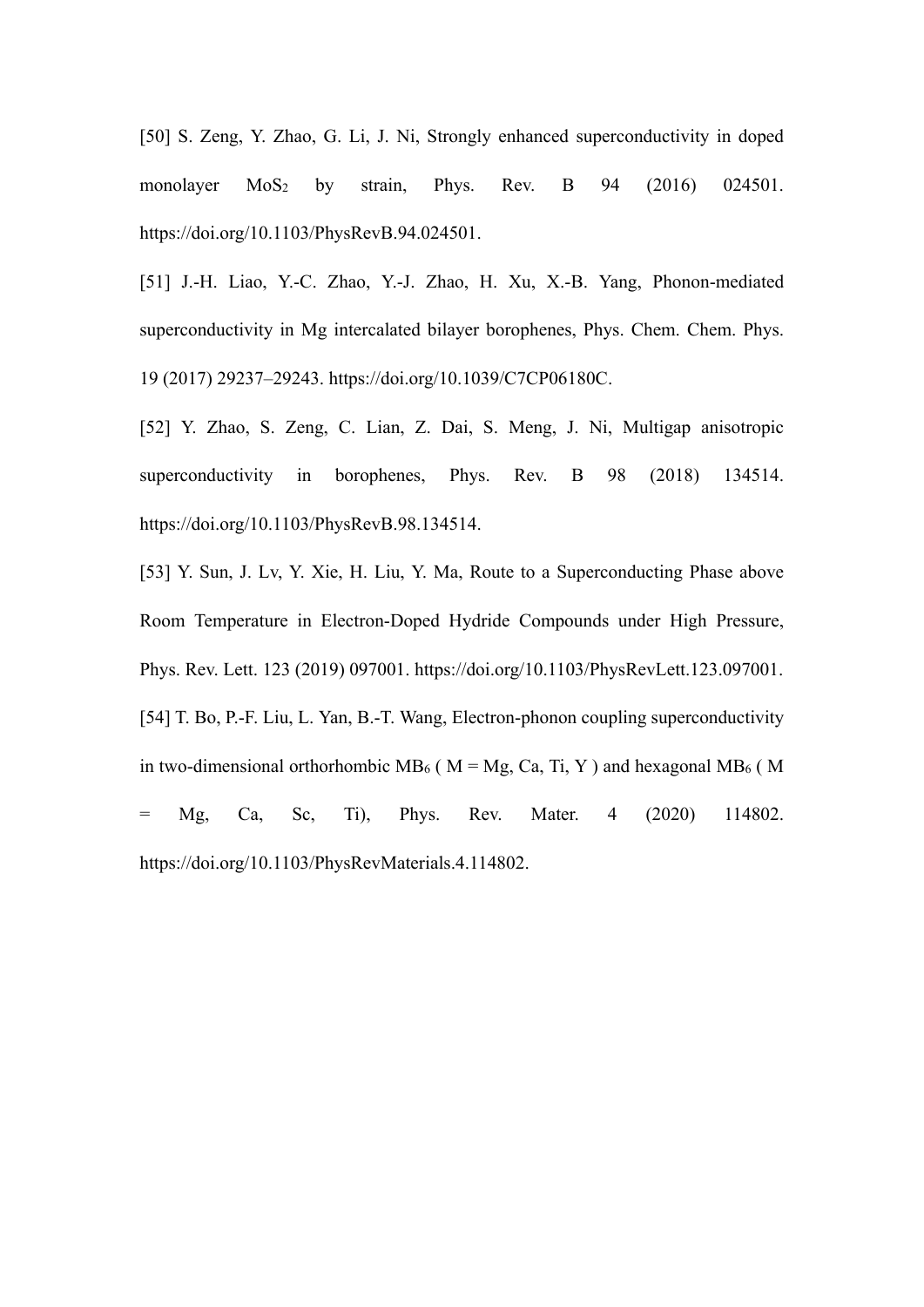[50] S. Zeng, Y. Zhao, G. Li, J. Ni, Strongly enhanced superconductivity in doped monolayer $MoS_2$ by strain, Phys. Rev. B 94 (2016) 024501. https://doi.org/10.1103/PhysRevB.94.024501.

[51] J.-H. Liao, Y.-C. Zhao, Y.-J. Zhao, H. Xu, X.-B. Yang, Phonon-mediated superconductivity in Mg intercalated bilayer borophenes, Phys. Chem. Chem. Phys. 19 (2017) 29237–29243. https://doi.org/10.1039/C7CP06180C.

[52] Y. Zhao, S. Zeng, C. Lian, Z. Dai, S. Meng, J. Ni, Multigap anisotropic superconductivity in borophenes, Phys. Rev. B 98 (2018) 134514. https://doi.org/10.1103/PhysRevB.98.134514.

[53] Y. Sun, J. Lv, Y. Xie, H. Liu, Y. Ma, Route to a Superconducting Phase above Room Temperature in Electron-Doped Hydride Compounds under High Pressure, Phys. Rev. Lett. 123 (2019) 097001. https://doi.org/10.1103/PhysRevLett.123.097001.

[54] T. Bo, P.-F. Liu, L. Yan, B.-T. Wang, Electron-phonon coupling superconductivity in two-dimensional orthorhombic $MB_6$ ( M = Mg, Ca, Ti, Y ) and hexagonal $MB_6$ ( M = Mg, Ca, Sc, Ti), Phys. Rev. Mater. 4 (2020) 114802. https://doi.org/10.1103/PhysRevMaterials.4.114802.